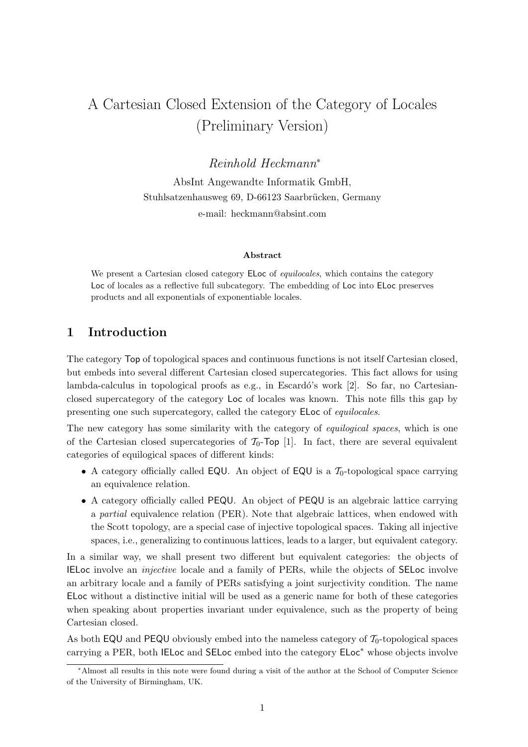# A Cartesian Closed Extension of the Category of Locales (Preliminary Version)

*Reinhold Heckmann*[*]

AbsInt Angewandte Informatik GmbH,
Stuhlsatzenhausweg 69, D-66123 Saarbrücken, Germany
e-mail: heckmann@absint.com

### Abstract

We present a Cartesian closed category ELoc of *equilocales*, which contains the category Loc of locales as a reflective full subcategory. The embedding of Loc into ELoc preserves products and all exponentials of exponentiable locales.

## 1 Introduction

The category Top of topological spaces and continuous functions is not itself Cartesian closed, but embeds into several different Cartesian closed supercategories. This fact allows for using lambda-calculus in topological proofs as e.g., in Escardó's work [2]. So far, no Cartesian-closed supercategory of the category Loc of locales was known. This note fills this gap by presenting one such supercategory, called the category ELoc of *equilocales*.

The new category has some similarity with the category of *equilogical spaces*, which is one of the Cartesian closed supercategories of $\mathcal{T}_0$-Top [1]. In fact, there are several equivalent categories of equilogical spaces of different kinds:

- A category officially called EQU. An object of EQU is a $\mathcal{T}_0$-topological space carrying an equivalence relation.
- A category officially called PEQU. An object of PEQU is an algebraic lattice carrying a *partial* equivalence relation (PER). Note that algebraic lattices, when endowed with the Scott topology, are a special case of injective topological spaces. Taking all injective spaces, i.e., generalizing to continuous lattices, leads to a larger, but equivalent category.

In a similar way, we shall present two different but equivalent categories: the objects of IELoc involve an *injective* locale and a family of PERs, while the objects of SELoc involve an arbitrary locale and a family of PERs satisfying a joint surjectivity condition. The name ELoc without a distinctive initial will be used as a generic name for both of these categories when speaking about properties invariant under equivalence, such as the property of being Cartesian closed.

As both EQU and PEQU obviously embed into the nameless category of $\mathcal{T}_0$-topological spaces carrying a PER, both IELoc and SELoc embed into the category ELoc* whose objects involve

[*] Almost all results in this note were found during a visit of the author at the School of Computer Science of the University of Birmingham, UK.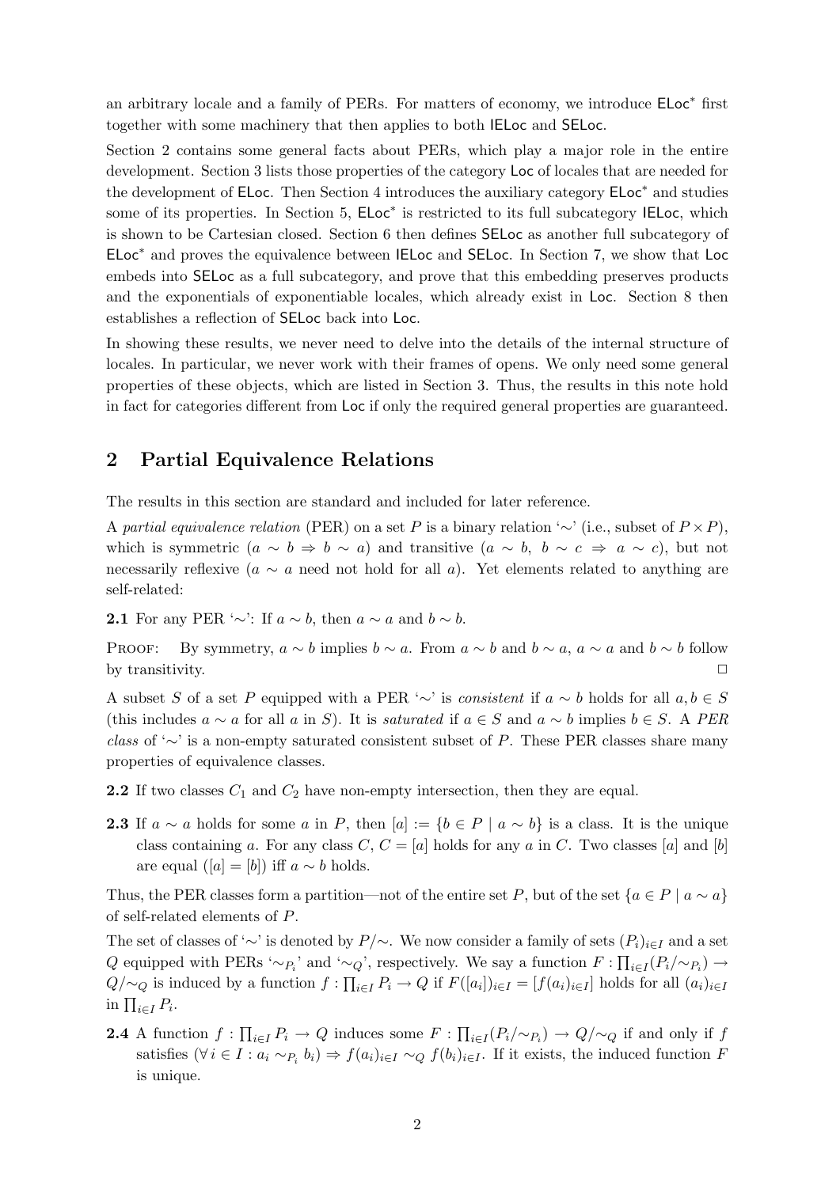an arbitrary locale and a family of PERs. For matters of economy, we introduce $\mathsf{ELoc}^*$ first together with some machinery that then applies to both $\mathsf{IELoc}$ and $\mathsf{SELoc}$.

Section 2 contains some general facts about PERs, which play a major role in the entire development. Section 3 lists those properties of the category $\mathsf{Loc}$ of locales that are needed for the development of $\mathsf{ELoc}$. Then Section 4 introduces the auxiliary category $\mathsf{ELoc}^*$ and studies some of its properties. In Section 5, $\mathsf{ELoc}^*$ is restricted to its full subcategory $\mathsf{IELoc}$, which is shown to be Cartesian closed. Section 6 then defines $\mathsf{SELoc}$ as another full subcategory of $\mathsf{ELoc}^*$ and proves the equivalence between $\mathsf{IELoc}$ and $\mathsf{SELoc}$. In Section 7, we show that $\mathsf{Loc}$ embeds into $\mathsf{SELoc}$ as a full subcategory, and prove that this embedding preserves products and the exponentials of exponentiable locales, which already exist in $\mathsf{Loc}$. Section 8 then establishes a reflection of $\mathsf{SELoc}$ back into $\mathsf{Loc}$.

In showing these results, we never need to delve into the details of the internal structure of locales. In particular, we never work with their frames of opens. We only need some general properties of these objects, which are listed in Section 3. Thus, the results in this note hold in fact for categories different from $\mathsf{Loc}$ if only the required general properties are guaranteed.

## 2 Partial Equivalence Relations

The results in this section are standard and included for later reference.

A *partial equivalence relation* (PER) on a set $P$ is a binary relation '$\sim$' (i.e., subset of $P \times P$), which is symmetric ($a \sim b \Rightarrow b \sim a$) and transitive ($a \sim b,\ b \sim c \Rightarrow a \sim c$), but not necessarily reflexive ($a \sim a$ need not hold for all $a$). Yet elements related to anything are self-related:

**2.1** For any PER '$\sim$': If $a \sim b$, then $a \sim a$ and $b \sim b$.

Proof: By symmetry, $a \sim b$ implies $b \sim a$. From $a \sim b$ and $b \sim a$, $a \sim a$ and $b \sim b$ follow by transitivity. $\square$

A subset $S$ of a set $P$ equipped with a PER '$\sim$' is *consistent* if $a \sim b$ holds for all $a, b \in S$ (this includes $a \sim a$ for all $a$ in $S$). It is *saturated* if $a \in S$ and $a \sim b$ implies $b \in S$. A *PER class* of '$\sim$' is a non-empty saturated consistent subset of $P$. These PER classes share many properties of equivalence classes.

**2.2** If two classes $C_1$ and $C_2$ have non-empty intersection, then they are equal.

**2.3** If $a \sim a$ holds for some $a$ in $P$, then $[a] := \{b \in P \mid a \sim b\}$ is a class. It is the unique class containing $a$. For any class $C$, $C = [a]$ holds for any $a$ in $C$. Two classes $[a]$ and $[b]$ are equal ($[a] = [b]$) iff $a \sim b$ holds.

Thus, the PER classes form a partition—not of the entire set $P$, but of the set $\{a \in P \mid a \sim a\}$ of self-related elements of $P$.

The set of classes of '$\sim$' is denoted by $P/\sim$. We now consider a family of sets $(P_i)_{i \in I}$ and a set $Q$ equipped with PERs '$\sim_{P_i}$' and '$\sim_Q$', respectively. We say a function $F : \prod_{i \in I}(P_i/\sim_{P_i}) \to Q/\sim_Q$ is induced by a function $f : \prod_{i \in I} P_i \to Q$ if $F([a_i])_{i \in I} = [f(a_i)_{i \in I}]$ holds for all $(a_i)_{i \in I}$ in $\prod_{i \in I} P_i$.

**2.4** A function $f : \prod_{i \in I} P_i \to Q$ induces some $F : \prod_{i \in I}(P_i/\sim_{P_i}) \to Q/\sim_Q$ if and only if $f$ satisfies $(\forall\, i \in I : a_i \sim_{P_i} b_i) \Rightarrow f(a_i)_{i \in I} \sim_Q f(b_i)_{i \in I}$. If it exists, the induced function $F$ is unique.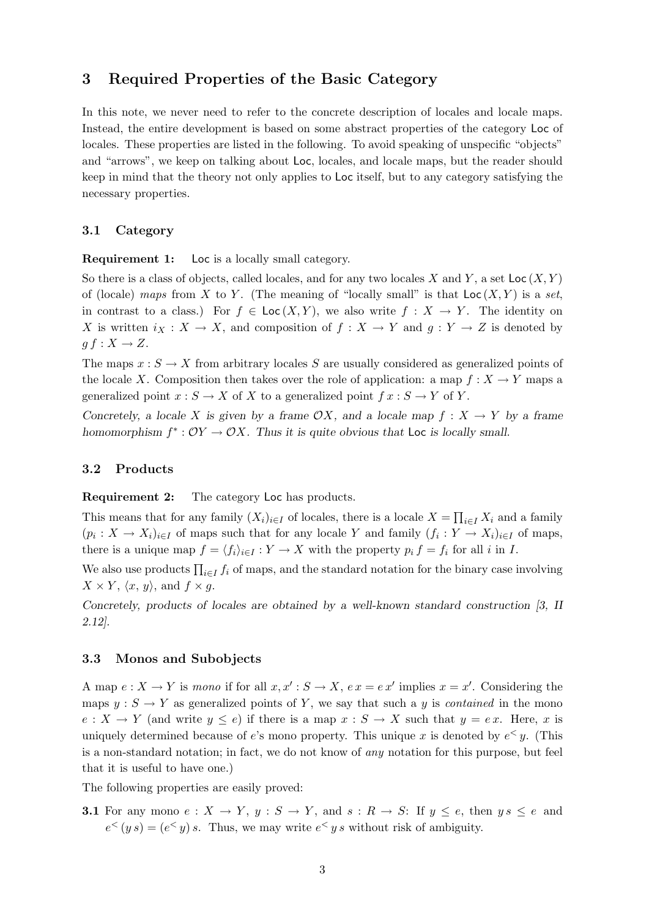## 3 Required Properties of the Basic Category

In this note, we never need to refer to the concrete description of locales and locale maps. Instead, the entire development is based on some abstract properties of the category $\mathsf{Loc}$ of locales. These properties are listed in the following. To avoid speaking of unspecific "objects" and "arrows", we keep on talking about $\mathsf{Loc}$, locales, and locale maps, but the reader should keep in mind that the theory not only applies to $\mathsf{Loc}$ itself, but to any category satisfying the necessary properties.

### 3.1 Category

**Requirement 1:** $\mathsf{Loc}$ is a locally small category.

So there is a class of objects, called locales, and for any two locales $X$ and $Y$, a set $\mathsf{Loc}\,(X, Y)$ of (locale) *maps* from $X$ to $Y$. (The meaning of "locally small" is that $\mathsf{Loc}\,(X, Y)$ is a *set*, in contrast to a class.) For $f \in \mathsf{Loc}\,(X, Y)$, we also write $f : X \to Y$. The identity on $X$ is written $i_X : X \to X$, and composition of $f : X \to Y$ and $g : Y \to Z$ is denoted by $g\,f : X \to Z$.

The maps $x : S \to X$ from arbitrary locales $S$ are usually considered as generalized points of the locale $X$. Composition then takes over the role of application: a map $f : X \to Y$ maps a generalized point $x : S \to X$ of $X$ to a generalized point $f\,x : S \to Y$ of $Y$.

*Concretely, a locale $X$ is given by a frame $\mathcal{O}X$, and a locale map $f : X \to Y$ by a frame homomorphism $f^* : \mathcal{O}Y \to \mathcal{O}X$. Thus it is quite obvious that $\mathsf{Loc}$ is locally small.*

### 3.2 Products

**Requirement 2:** The category $\mathsf{Loc}$ has products.

This means that for any family $(X_i)_{i \in I}$ of locales, there is a locale $X = \prod_{i \in I} X_i$ and a family $(p_i : X \to X_i)_{i \in I}$ of maps such that for any locale $Y$ and family $(f_i : Y \to X_i)_{i \in I}$ of maps, there is a unique map $f = \langle f_i \rangle_{i \in I} : Y \to X$ with the property $p_i\,f = f_i$ for all $i$ in $I$.

We also use products $\prod_{i \in I} f_i$ of maps, and the standard notation for the binary case involving $X \times Y$, $\langle x,\, y \rangle$, and $f \times g$.

*Concretely, products of locales are obtained by a well-known standard construction [3, II 2.12].*

### 3.3 Monos and Subobjects

A map $e : X \to Y$ is *mono* if for all $x, x' : S \to X$, $e\,x = e\,x'$ implies $x = x'$. Considering the maps $y : S \to Y$ as generalized points of $Y$, we say that such a $y$ is *contained* in the mono $e : X \to Y$ (and write $y \leq e$) if there is a map $x : S \to X$ such that $y = e\,x$. Here, $x$ is uniquely determined because of $e$'s mono property. This unique $x$ is denoted by $e^{<}\,y$. (This is a non-standard notation; in fact, we do not know of *any* notation for this purpose, but feel that it is useful to have one.)

The following properties are easily proved:

**3.1** For any mono $e : X \to Y$, $y : S \to Y$, and $s : R \to S$: If $y \leq e$, then $y\,s \leq e$ and $e^{<}\,(y\,s) = (e^{<}\,y)\,s$. Thus, we may write $e^{<}\,y\,s$ without risk of ambiguity.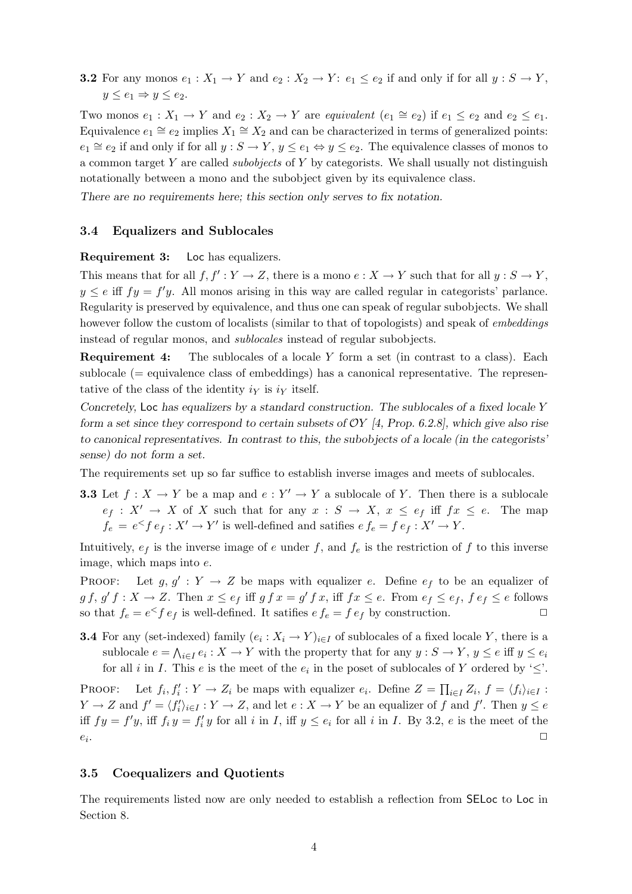**3.2** For any monos $e_1 : X_1 \to Y$ and $e_2 : X_2 \to Y$: $e_1 \le e_2$ if and only if for all $y : S \to Y$, $y \le e_1 \Rightarrow y \le e_2$.

Two monos $e_1 : X_1 \to Y$ and $e_2 : X_2 \to Y$ are *equivalent* ($e_1 \cong e_2$) if $e_1 \le e_2$ and $e_2 \le e_1$. Equivalence $e_1 \cong e_2$ implies $X_1 \cong X_2$ and can be characterized in terms of generalized points: $e_1 \cong e_2$ if and only if for all $y : S \to Y$, $y \le e_1 \Leftrightarrow y \le e_2$. The equivalence classes of monos to a common target $Y$ are called *subobjects* of $Y$ by categorists. We shall usually not distinguish notationally between a mono and the subobject given by its equivalence class.

*There are no requirements here; this section only serves to fix notation.*

### 3.4 Equalizers and Sublocales

**Requirement 3:** Loc has equalizers.

This means that for all $f, f' : Y \to Z$, there is a mono $e : X \to Y$ such that for all $y : S \to Y$, $y \le e$ iff $fy = f'y$. All monos arising in this way are called regular in categorists' parlance. Regularity is preserved by equivalence, and thus one can speak of regular subobjects. We shall however follow the custom of localists (similar to that of topologists) and speak of *embeddings* instead of regular monos, and *sublocales* instead of regular subobjects.

**Requirement 4:** The sublocales of a locale $Y$ form a set (in contrast to a class). Each sublocale (= equivalence class of embeddings) has a canonical representative. The representative of the class of the identity $i_Y$ is $i_Y$ itself.

*Concretely, Loc has equalizers by a standard construction. The sublocales of a fixed locale $Y$ form a set since they correspond to certain subsets of $\mathcal{O}Y$ [4, Prop. 6.2.8], which give also rise to canonical representatives. In contrast to this, the subobjects of a locale (in the categorists' sense) do not form a set.*

The requirements set up so far suffice to establish inverse images and meets of sublocales.

**3.3** Let $f : X \to Y$ be a map and $e : Y' \to Y$ a sublocale of $Y$. Then there is a sublocale $e_f : X' \to X$ of $X$ such that for any $x : S \to X$, $x \le e_f$ iff $fx \le e$. The map $f_e = e^{<} f\, e_f : X' \to Y'$ is well-defined and satifies $e\, f_e = f\, e_f : X' \to Y$.

Intuitively, $e_f$ is the inverse image of $e$ under $f$, and $f_e$ is the restriction of $f$ to this inverse image, which maps into $e$.

Proof: Let $g, g' : Y \to Z$ be maps with equalizer $e$. Define $e_f$ to be an equalizer of $g\, f$, $g'\, f : X \to Z$. Then $x \le e_f$ iff $g\, f\, x = g'\, f\, x$, iff $fx \le e$. From $e_f \le e_f$, $f\, e_f \le e$ follows so that $f_e = e^{<} f\, e_f$ is well-defined. It satifies $e\, f_e = f\, e_f$ by construction. □

**3.4** For any (set-indexed) family $(e_i : X_i \to Y)_{i \in I}$ of sublocales of a fixed locale $Y$, there is a sublocale $e = \bigwedge_{i \in I} e_i : X \to Y$ with the property that for any $y : S \to Y$, $y \le e$ iff $y \le e_i$ for all $i$ in $I$. This $e$ is the meet of the $e_i$ in the poset of sublocales of $Y$ ordered by '$\le$'.

Proof: Let $f_i, f'_i : Y \to Z_i$ be maps with equalizer $e_i$. Define $Z = \prod_{i \in I} Z_i$, $f = \langle f_i \rangle_{i \in I} : Y \to Z$ and $f' = \langle f'_i \rangle_{i \in I} : Y \to Z$, and let $e : X \to Y$ be an equalizer of $f$ and $f'$. Then $y \le e$ iff $fy = f'y$, iff $f_i\, y = f'_i\, y$ for all $i$ in $I$, iff $y \le e_i$ for all $i$ in $I$. By 3.2, $e$ is the meet of the $e_i$. □

### 3.5 Coequalizers and Quotients

The requirements listed now are only needed to establish a reflection from SELoc to Loc in Section 8.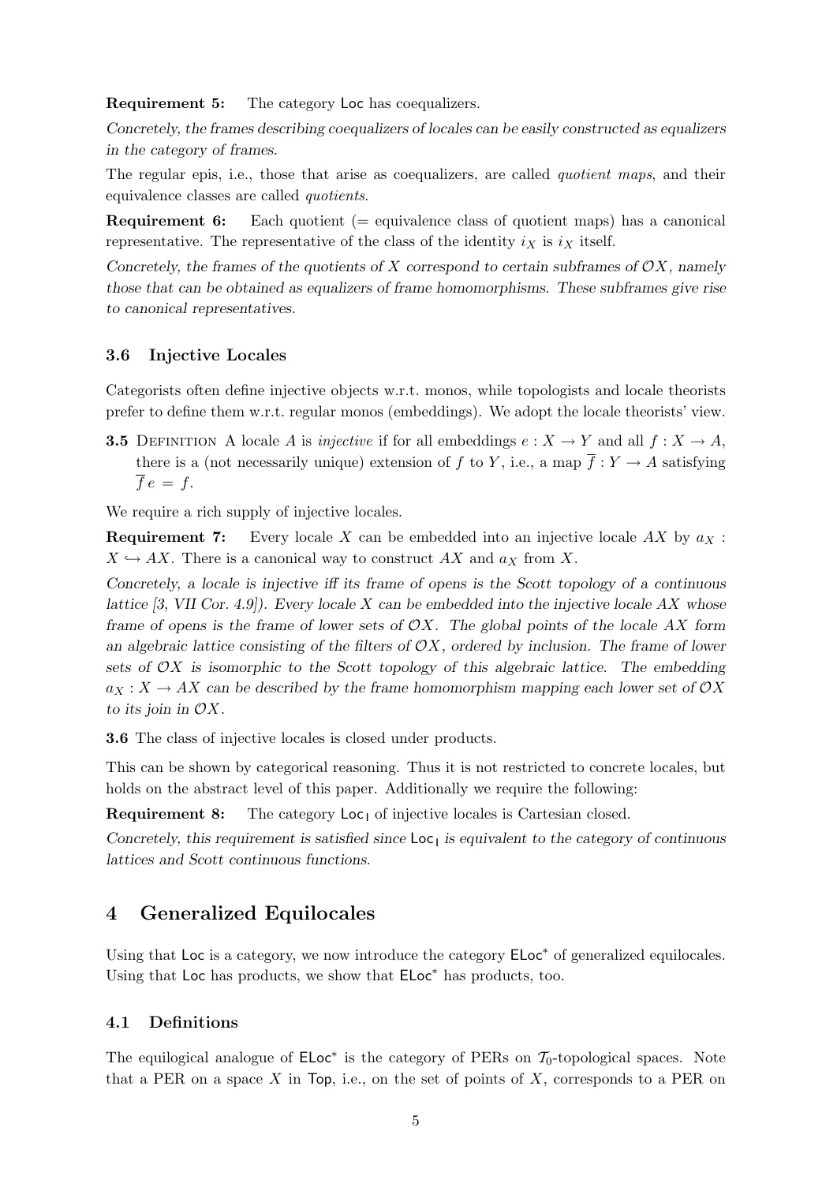**Requirement 5:** The category Loc has coequalizers.

*Concretely, the frames describing coequalizers of locales can be easily constructed as equalizers in the category of frames.*

The regular epis, i.e., those that arise as coequalizers, are called *quotient maps*, and their equivalence classes are called *quotients*.

**Requirement 6:** Each quotient (= equivalence class of quotient maps) has a canonical representative. The representative of the class of the identity $i_X$ is $i_X$ itself.

*Concretely, the frames of the quotients of $X$ correspond to certain subframes of $\mathcal{O}X$, namely those that can be obtained as equalizers of frame homomorphisms. These subframes give rise to canonical representatives.*

### 3.6 Injective Locales

Categorists often define injective objects w.r.t. monos, while topologists and locale theorists prefer to define them w.r.t. regular monos (embeddings). We adopt the locale theorists' view.

**3.5** Definition A locale $A$ is *injective* if for all embeddings $e : X \to Y$ and all $f : X \to A$, there is a (not necessarily unique) extension of $f$ to $Y$, i.e., a map $\overline{f} : Y \to A$ satisfying $\overline{f}\, e = f$.

We require a rich supply of injective locales.

**Requirement 7:** Every locale $X$ can be embedded into an injective locale $AX$ by $a_X : X \hookrightarrow AX$. There is a canonical way to construct $AX$ and $a_X$ from $X$.

*Concretely, a locale is injective iff its frame of opens is the Scott topology of a continuous lattice [3, VII Cor. 4.9]). Every locale $X$ can be embedded into the injective locale $AX$ whose frame of opens is the frame of lower sets of $\mathcal{O}X$. The global points of the locale $AX$ form an algebraic lattice consisting of the filters of $\mathcal{O}X$, ordered by inclusion. The frame of lower sets of $\mathcal{O}X$ is isomorphic to the Scott topology of this algebraic lattice. The embedding $a_X : X \to AX$ can be described by the frame homomorphism mapping each lower set of $\mathcal{O}X$ to its join in $\mathcal{O}X$.*

**3.6** The class of injective locales is closed under products.

This can be shown by categorical reasoning. Thus it is not restricted to concrete locales, but holds on the abstract level of this paper. Additionally we require the following:

**Requirement 8:** The category $\mathsf{Loc}_\mathsf{I}$ of injective locales is Cartesian closed.

*Concretely, this requirement is satisfied since $\mathsf{Loc}_\mathsf{I}$ is equivalent to the category of continuous lattices and Scott continuous functions.*

## 4 Generalized Equilocales

Using that Loc is a category, we now introduce the category $\mathsf{ELoc}^*$ of generalized equilocales. Using that Loc has products, we show that $\mathsf{ELoc}^*$ has products, too.

### 4.1 Definitions

The equilogical analogue of $\mathsf{ELoc}^*$ is the category of PERs on $\mathcal{T}_0$-topological spaces. Note that a PER on a space $X$ in Top, i.e., on the set of points of $X$, corresponds to a PER on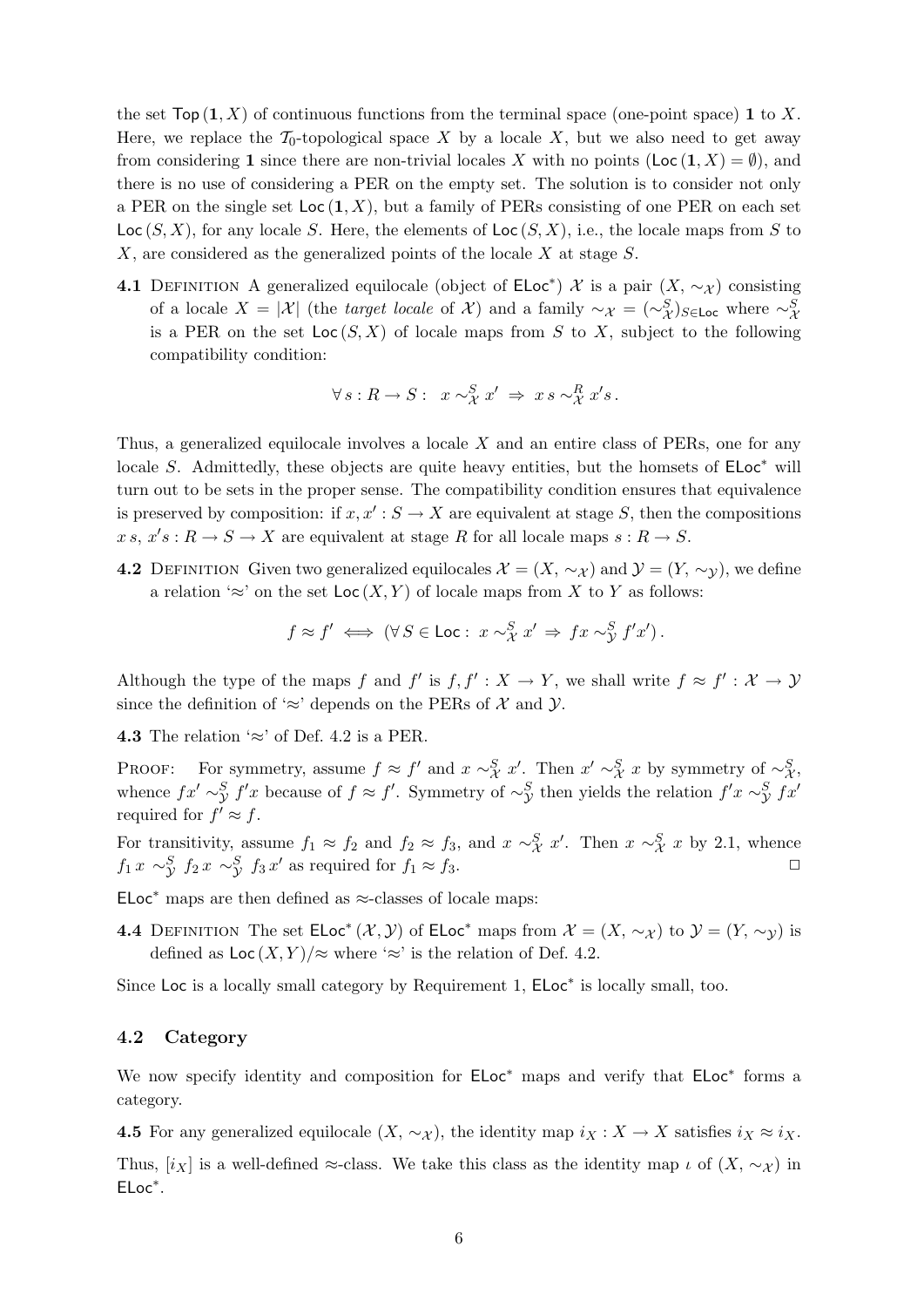the set $\mathsf{Top}\,(\mathbf{1}, X)$ of continuous functions from the terminal space (one-point space) $\mathbf{1}$ to $X$. Here, we replace the $\mathcal{T}_0$-topological space $X$ by a locale $X$, but we also need to get away from considering $\mathbf{1}$ since there are non-trivial locales $X$ with no points ($\mathsf{Loc}\,(\mathbf{1}, X) = \emptyset$), and there is no use of considering a PER on the empty set. The solution is to consider not only a PER on the single set $\mathsf{Loc}\,(\mathbf{1}, X)$, but a family of PERs consisting of one PER on each set $\mathsf{Loc}\,(S, X)$, for any locale $S$. Here, the elements of $\mathsf{Loc}\,(S, X)$, i.e., the locale maps from $S$ to $X$, are considered as the generalized points of the locale $X$ at stage $S$.

**4.1** Definition A generalized equilocale (object of $\mathsf{ELoc}^*$) $\mathcal{X}$ is a pair $(X, \sim_{\mathcal{X}})$ consisting of a locale $X = |\mathcal{X}|$ (the *target locale* of $\mathcal{X}$) and a family $\sim_{\mathcal{X}} = (\sim^S_{\mathcal{X}})_{S \in \mathsf{Loc}}$ where $\sim^S_{\mathcal{X}}$ is a PER on the set $\mathsf{Loc}\,(S, X)$ of locale maps from $S$ to $X$, subject to the following compatibility condition:

$$\forall\, s : R \to S : \;\; x \sim^S_{\mathcal{X}} x' \;\Rightarrow\; x\,s \sim^R_{\mathcal{X}} x's\,.$$

Thus, a generalized equilocale involves a locale $X$ and an entire class of PERs, one for any locale $S$. Admittedly, these objects are quite heavy entities, but the homsets of $\mathsf{ELoc}^*$ will turn out to be sets in the proper sense. The compatibility condition ensures that equivalence is preserved by composition: if $x, x' : S \to X$ are equivalent at stage $S$, then the compositions $x\,s$, $x's : R \to S \to X$ are equivalent at stage $R$ for all locale maps $s : R \to S$.

**4.2** Definition Given two generalized equilocales $\mathcal{X} = (X, \sim_{\mathcal{X}})$ and $\mathcal{Y} = (Y, \sim_{\mathcal{Y}})$, we define a relation '$\approx$' on the set $\mathsf{Loc}\,(X, Y)$ of locale maps from $X$ to $Y$ as follows:

$$f \approx f' \iff (\forall\, S \in \mathsf{Loc} : \; x \sim^S_{\mathcal{X}} x' \;\Rightarrow\; fx \sim^S_{\mathcal{Y}} f'x')\,.$$

Although the type of the maps $f$ and $f'$ is $f, f' : X \to Y$, we shall write $f \approx f' : \mathcal{X} \to \mathcal{Y}$ since the definition of '$\approx$' depends on the PERs of $\mathcal{X}$ and $\mathcal{Y}$.

**4.3** The relation '$\approx$' of Def. 4.2 is a PER.

Proof: For symmetry, assume $f \approx f'$ and $x \sim^S_{\mathcal{X}} x'$. Then $x' \sim^S_{\mathcal{X}} x$ by symmetry of $\sim^S_{\mathcal{X}}$, whence $fx' \sim^S_{\mathcal{Y}} f'x$ because of $f \approx f'$. Symmetry of $\sim^S_{\mathcal{Y}}$ then yields the relation $f'x \sim^S_{\mathcal{Y}} fx'$ required for $f' \approx f$.

For transitivity, assume $f_1 \approx f_2$ and $f_2 \approx f_3$, and $x \sim^S_{\mathcal{X}} x'$. Then $x \sim^S_{\mathcal{X}} x$ by 2.1, whence $f_1\,x \sim^S_{\mathcal{Y}} f_2\,x \sim^S_{\mathcal{Y}} f_3\,x'$ as required for $f_1 \approx f_3$. $\square$

$\mathsf{ELoc}^*$ maps are then defined as $\approx$-classes of locale maps:

**4.4** Definition The set $\mathsf{ELoc}^*\,(\mathcal{X}, \mathcal{Y})$ of $\mathsf{ELoc}^*$ maps from $\mathcal{X} = (X, \sim_{\mathcal{X}})$ to $\mathcal{Y} = (Y, \sim_{\mathcal{Y}})$ is defined as $\mathsf{Loc}\,(X, Y)/{\approx}$ where '$\approx$' is the relation of Def. 4.2.

Since $\mathsf{Loc}$ is a locally small category by Requirement 1, $\mathsf{ELoc}^*$ is locally small, too.

### 4.2 Category

We now specify identity and composition for $\mathsf{ELoc}^*$ maps and verify that $\mathsf{ELoc}^*$ forms a category.

**4.5** For any generalized equilocale $(X, \sim_{\mathcal{X}})$, the identity map $i_X : X \to X$ satisfies $i_X \approx i_X$.

Thus, $[i_X]$ is a well-defined $\approx$-class. We take this class as the identity map $\iota$ of $(X, \sim_{\mathcal{X}})$ in $\mathsf{ELoc}^*$.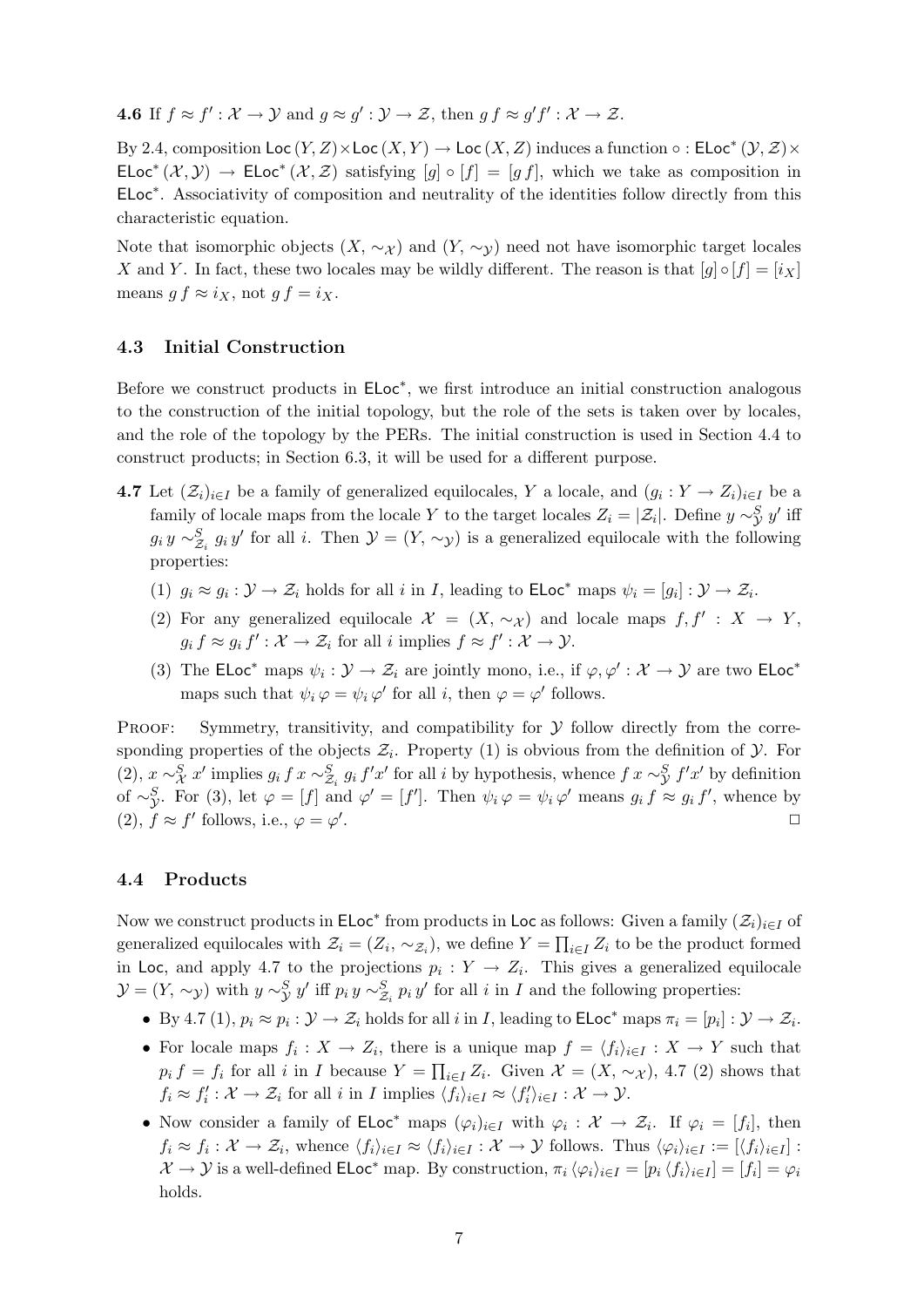**4.6** If $f \approx f' : \mathcal{X} \to \mathcal{Y}$ and $g \approx g' : \mathcal{Y} \to \mathcal{Z}$, then $g\,f \approx g'f' : \mathcal{X} \to \mathcal{Z}$.

By 2.4, composition $\mathsf{Loc}\,(Y, Z) \times \mathsf{Loc}\,(X, Y) \to \mathsf{Loc}\,(X, Z)$ induces a function $\circ : \mathsf{ELoc}^*\,(\mathcal{Y}, \mathcal{Z}) \times \mathsf{ELoc}^*\,(\mathcal{X}, \mathcal{Y}) \to \mathsf{ELoc}^*\,(\mathcal{X}, \mathcal{Z})$ satisfying $[g] \circ [f] = [g\,f]$, which we take as composition in $\mathsf{ELoc}^*$. Associativity of composition and neutrality of the identities follow directly from this characteristic equation.

Note that isomorphic objects $(X, \sim_{\mathcal{X}})$ and $(Y, \sim_{\mathcal{Y}})$ need not have isomorphic target locales $X$ and $Y$. In fact, these two locales may be wildly different. The reason is that $[g] \circ [f] = [i_X]$ means $g\,f \approx i_X$, not $g\,f = i_X$.

### 4.3 Initial Construction

Before we construct products in $\mathsf{ELoc}^*$, we first introduce an initial construction analogous to the construction of the initial topology, but the role of the sets is taken over by locales, and the role of the topology by the PERs. The initial construction is used in Section 4.4 to construct products; in Section 6.3, it will be used for a different purpose.

**4.7** Let $(\mathcal{Z}_i)_{i \in I}$ be a family of generalized equilocales, $Y$ a locale, and $(g_i : Y \to Z_i)_{i \in I}$ be a family of locale maps from the locale $Y$ to the target locales $Z_i = |\mathcal{Z}_i|$. Define $y \sim^S_{\mathcal{Y}} y'$ iff $g_i\,y \sim^S_{\mathcal{Z}_i} g_i\,y'$ for all $i$. Then $\mathcal{Y} = (Y, \sim_{\mathcal{Y}})$ is a generalized equilocale with the following properties:

(1) $g_i \approx g_i : \mathcal{Y} \to \mathcal{Z}_i$ holds for all $i$ in $I$, leading to $\mathsf{ELoc}^*$ maps $\psi_i = [g_i] : \mathcal{Y} \to \mathcal{Z}_i$.

(2) For any generalized equilocale $\mathcal{X} = (X, \sim_{\mathcal{X}})$ and locale maps $f, f' : X \to Y$, $g_i\,f \approx g_i\,f' : \mathcal{X} \to \mathcal{Z}_i$ for all $i$ implies $f \approx f' : \mathcal{X} \to \mathcal{Y}$.

(3) The $\mathsf{ELoc}^*$ maps $\psi_i : \mathcal{Y} \to \mathcal{Z}_i$ are jointly mono, i.e., if $\varphi, \varphi' : \mathcal{X} \to \mathcal{Y}$ are two $\mathsf{ELoc}^*$ maps such that $\psi_i\,\varphi = \psi_i\,\varphi'$ for all $i$, then $\varphi = \varphi'$ follows.

Proof: Symmetry, transitivity, and compatibility for $\mathcal{Y}$ follow directly from the corresponding properties of the objects $\mathcal{Z}_i$. Property (1) is obvious from the definition of $\mathcal{Y}$. For (2), $x \sim^S_{\mathcal{X}} x'$ implies $g_i\,f\,x \sim^S_{\mathcal{Z}_i} g_i\,f'x'$ for all $i$ by hypothesis, whence $f\,x \sim^S_{\mathcal{Y}} f'x'$ by definition of $\sim^S_{\mathcal{Y}}$. For (3), let $\varphi = [f]$ and $\varphi' = [f']$. Then $\psi_i\,\varphi = \psi_i\,\varphi'$ means $g_i\,f \approx g_i\,f'$, whence by (2), $f \approx f'$ follows, i.e., $\varphi = \varphi'$. □

### 4.4 Products

Now we construct products in $\mathsf{ELoc}^*$ from products in $\mathsf{Loc}$ as follows: Given a family $(\mathcal{Z}_i)_{i \in I}$ of generalized equilocales with $\mathcal{Z}_i = (Z_i, \sim_{\mathcal{Z}_i})$, we define $Y = \prod_{i \in I} Z_i$ to be the product formed in $\mathsf{Loc}$, and apply 4.7 to the projections $p_i : Y \to Z_i$. This gives a generalized equilocale $\mathcal{Y} = (Y, \sim_{\mathcal{Y}})$ with $y \sim^S_{\mathcal{Y}} y'$ iff $p_i\,y \sim^S_{\mathcal{Z}_i} p_i\,y'$ for all $i$ in $I$ and the following properties:

- By 4.7 (1), $p_i \approx p_i : \mathcal{Y} \to \mathcal{Z}_i$ holds for all $i$ in $I$, leading to $\mathsf{ELoc}^*$ maps $\pi_i = [p_i] : \mathcal{Y} \to \mathcal{Z}_i$.
- For locale maps $f_i : X \to Z_i$, there is a unique map $f = \langle f_i \rangle_{i \in I} : X \to Y$ such that $p_i\,f = f_i$ for all $i$ in $I$ because $Y = \prod_{i \in I} Z_i$. Given $\mathcal{X} = (X, \sim_{\mathcal{X}})$, 4.7 (2) shows that $f_i \approx f'_i : \mathcal{X} \to \mathcal{Z}_i$ for all $i$ in $I$ implies $\langle f_i \rangle_{i \in I} \approx \langle f'_i \rangle_{i \in I} : \mathcal{X} \to \mathcal{Y}$.
- Now consider a family of $\mathsf{ELoc}^*$ maps $(\varphi_i)_{i \in I}$ with $\varphi_i : \mathcal{X} \to \mathcal{Z}_i$. If $\varphi_i = [f_i]$, then $f_i \approx f_i : \mathcal{X} \to \mathcal{Z}_i$, whence $\langle f_i \rangle_{i \in I} \approx \langle f_i \rangle_{i \in I} : \mathcal{X} \to \mathcal{Y}$ follows. Thus $\langle \varphi_i \rangle_{i \in I} := [\langle f_i \rangle_{i \in I}] : \mathcal{X} \to \mathcal{Y}$ is a well-defined $\mathsf{ELoc}^*$ map. By construction, $\pi_i\,\langle \varphi_i \rangle_{i \in I} = [p_i\,\langle f_i \rangle_{i \in I}] = [f_i] = \varphi_i$ holds.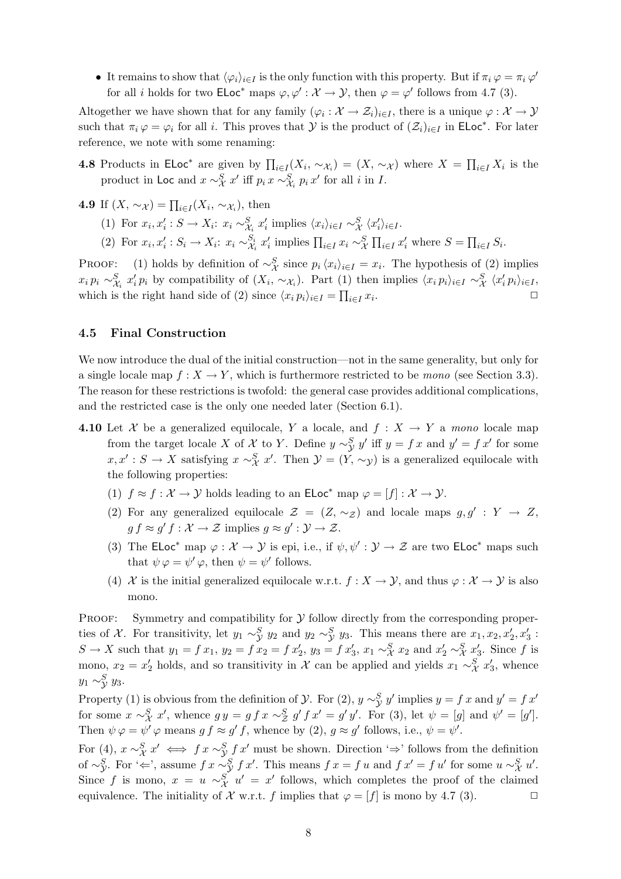- It remains to show that $\langle \varphi_i \rangle_{i \in I}$ is the only function with this property. But if $\pi_i\, \varphi = \pi_i\, \varphi'$ for all $i$ holds for two $\mathsf{ELoc}^*$ maps $\varphi, \varphi' : \mathcal{X} \to \mathcal{Y}$, then $\varphi = \varphi'$ follows from 4.7 (3).

Altogether we have shown that for any family $(\varphi_i : \mathcal{X} \to \mathcal{Z}_i)_{i \in I}$, there is a unique $\varphi : \mathcal{X} \to \mathcal{Y}$ such that $\pi_i\, \varphi = \varphi_i$ for all $i$. This proves that $\mathcal{Y}$ is the product of $(\mathcal{Z}_i)_{i \in I}$ in $\mathsf{ELoc}^*$. For later reference, we note with some renaming:

**4.8** Products in $\mathsf{ELoc}^*$ are given by $\prod_{i \in I}(X_i, \sim_{\mathcal{X}_i}) = (X, \sim_{\mathcal{X}})$ where $X = \prod_{i \in I} X_i$ is the product in $\mathsf{Loc}$ and $x \sim^S_{\mathcal{X}} x'$ iff $p_i\, x \sim^S_{\mathcal{X}_i} p_i\, x'$ for all $i$ in $I$.

**4.9** If $(X, \sim_{\mathcal{X}}) = \prod_{i \in I}(X_i, \sim_{\mathcal{X}_i})$, then

(1) For $x_i, x'_i : S \to X_i$: $x_i \sim^S_{\mathcal{X}_i} x'_i$ implies $\langle x_i \rangle_{i \in I} \sim^S_{\mathcal{X}} \langle x'_i \rangle_{i \in I}$.

(2) For $x_i, x'_i : S_i \to X_i$: $x_i \sim^{S_i}_{\mathcal{X}_i} x'_i$ implies $\prod_{i \in I} x_i \sim^S_{\mathcal{X}} \prod_{i \in I} x'_i$ where $S = \prod_{i \in I} S_i$.

Proof: (1) holds by definition of $\sim^S_{\mathcal{X}}$ since $p_i \langle x_i \rangle_{i \in I} = x_i$. The hypothesis of (2) implies $x_i\, p_i \sim^S_{\mathcal{X}_i} x'_i\, p_i$ by compatibility of $(X_i, \sim_{\mathcal{X}_i})$. Part (1) then implies $\langle x_i\, p_i \rangle_{i \in I} \sim^S_{\mathcal{X}} \langle x'_i\, p_i \rangle_{i \in I}$, which is the right hand side of (2) since $\langle x_i\, p_i \rangle_{i \in I} = \prod_{i \in I} x_i$. ◻

### 4.5 Final Construction

We now introduce the dual of the initial construction—not in the same generality, but only for a single locale map $f : X \to Y$, which is furthermore restricted to be *mono* (see Section 3.3). The reason for these restrictions is twofold: the general case provides additional complications, and the restricted case is the only one needed later (Section 6.1).

**4.10** Let $\mathcal{X}$ be a generalized equilocale, $Y$ a locale, and $f : X \to Y$ a *mono* locale map from the target locale $X$ of $\mathcal{X}$ to $Y$. Define $y \sim^S_{\mathcal{Y}} y'$ iff $y = f\, x$ and $y' = f\, x'$ for some $x, x' : S \to X$ satisfying $x \sim^S_{\mathcal{X}} x'$. Then $\mathcal{Y} = (Y, \sim_{\mathcal{Y}})$ is a generalized equilocale with the following properties:

(1) $f \approx f : \mathcal{X} \to \mathcal{Y}$ holds leading to an $\mathsf{ELoc}^*$ map $\varphi = [f] : \mathcal{X} \to \mathcal{Y}$.

(2) For any generalized equilocale $\mathcal{Z} = (Z, \sim_{\mathcal{Z}})$ and locale maps $g, g' : Y \to Z$, $g\, f \approx g'\, f : \mathcal{X} \to \mathcal{Z}$ implies $g \approx g' : \mathcal{Y} \to \mathcal{Z}$.

(3) The $\mathsf{ELoc}^*$ map $\varphi : \mathcal{X} \to \mathcal{Y}$ is epi, i.e., if $\psi, \psi' : \mathcal{Y} \to \mathcal{Z}$ are two $\mathsf{ELoc}^*$ maps such that $\psi\, \varphi = \psi'\, \varphi$, then $\psi = \psi'$ follows.

(4) $\mathcal{X}$ is the initial generalized equilocale w.r.t. $f : X \to \mathcal{Y}$, and thus $\varphi : \mathcal{X} \to \mathcal{Y}$ is also mono.

Proof: Symmetry and compatibility for $\mathcal{Y}$ follow directly from the corresponding properties of $\mathcal{X}$. For transitivity, let $y_1 \sim^S_{\mathcal{Y}} y_2$ and $y_2 \sim^S_{\mathcal{Y}} y_3$. This means there are $x_1, x_2, x'_2, x'_3 : S \to X$ such that $y_1 = f\, x_1$, $y_2 = f\, x_2 = f\, x'_2$, $y_3 = f\, x'_3$, $x_1 \sim^S_{\mathcal{X}} x_2$ and $x'_2 \sim^S_{\mathcal{X}} x'_3$. Since $f$ is mono, $x_2 = x'_2$ holds, and so transitivity in $\mathcal{X}$ can be applied and yields $x_1 \sim^S_{\mathcal{X}} x'_3$, whence $y_1 \sim^S_{\mathcal{Y}} y_3$.

Property (1) is obvious from the definition of $\mathcal{Y}$. For (2), $y \sim^S_{\mathcal{Y}} y'$ implies $y = f\, x$ and $y' = f\, x'$ for some $x \sim^S_{\mathcal{X}} x'$, whence $g\, y = g\, f\, x \sim^S_{\mathcal{Z}} g'\, f\, x' = g'\, y'$. For (3), let $\psi = [g]$ and $\psi' = [g']$. Then $\psi\, \varphi = \psi'\, \varphi$ means $g\, f \approx g'\, f$, whence by (2), $g \approx g'$ follows, i.e., $\psi = \psi'$.

For (4), $x \sim^S_{\mathcal{X}} x' \iff f\, x \sim^S_{\mathcal{Y}} f\, x'$ must be shown. Direction '$\Rightarrow$' follows from the definition of $\sim^S_{\mathcal{Y}}$. For '$\Leftarrow$', assume $f\, x \sim^S_{\mathcal{Y}} f\, x'$. This means $f\, x = f\, u$ and $f\, x' = f\, u'$ for some $u \sim^S_{\mathcal{X}} u'$. Since $f$ is mono, $x = u \sim^S_{\mathcal{X}} u' = x'$ follows, which completes the proof of the claimed equivalence. The initiality of $\mathcal{X}$ w.r.t. $f$ implies that $\varphi = [f]$ is mono by 4.7 (3). ◻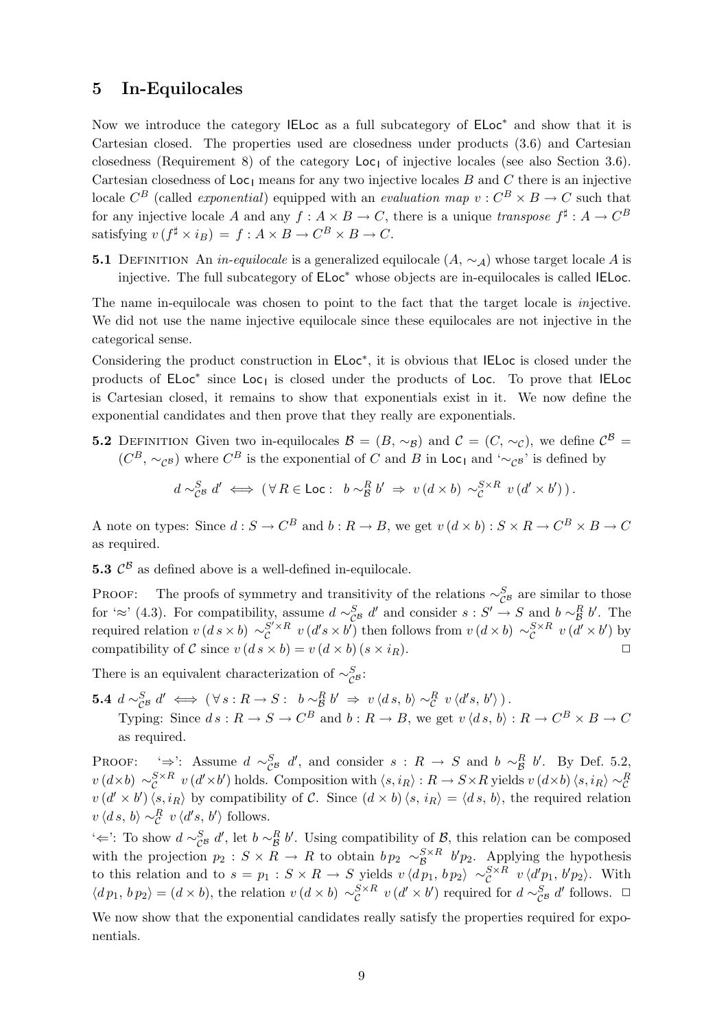## 5 In-Equilocales

Now we introduce the category $\mathsf{IELoc}$ as a full subcategory of $\mathsf{ELoc}^*$ and show that it is Cartesian closed. The properties used are closedness under products (3.6) and Cartesian closedness (Requirement 8) of the category $\mathsf{Loc_I}$ of injective locales (see also Section 3.6). Cartesian closedness of $\mathsf{Loc_I}$ means for any two injective locales $B$ and $C$ there is an injective locale $C^B$ (called *exponential*) equipped with an *evaluation map* $v : C^B \times B \to C$ such that for any injective locale $A$ and any $f : A \times B \to C$, there is a unique *transpose* $f^\sharp : A \to C^B$ satisfying $v\,(f^\sharp \times i_B) = f : A \times B \to C^B \times B \to C$.

**5.1** Definition An *in-equilocale* is a generalized equilocale $(A, \sim_{\mathcal{A}})$ whose target locale $A$ is injective. The full subcategory of $\mathsf{ELoc}^*$ whose objects are in-equilocales is called $\mathsf{IELoc}$.

The name in-equilocale was chosen to point to the fact that the target locale is *in*jective. We did not use the name injective equilocale since these equilocales are not injective in the categorical sense.

Considering the product construction in $\mathsf{ELoc}^*$, it is obvious that $\mathsf{IELoc}$ is closed under the products of $\mathsf{ELoc}^*$ since $\mathsf{Loc_I}$ is closed under the products of $\mathsf{Loc}$. To prove that $\mathsf{IELoc}$ is Cartesian closed, it remains to show that exponentials exist in it. We now define the exponential candidates and then prove that they really are exponentials.

**5.2** Definition Given two in-equilocales $\mathcal{B} = (B, \sim_{\mathcal{B}})$ and $\mathcal{C} = (C, \sim_{\mathcal{C}})$, we define $\mathcal{C}^{\mathcal{B}} = (C^B, \sim_{\mathcal{C}^{\mathcal{B}}})$ where $C^B$ is the exponential of $C$ and $B$ in $\mathsf{Loc_I}$ and '$\sim_{\mathcal{C}^{\mathcal{B}}}$' is defined by

$$d \sim^S_{\mathcal{C}^{\mathcal{B}}} d' \iff (\,\forall\, R \in \mathsf{Loc} :\ b \sim^R_{\mathcal{B}} b' \Rightarrow v\,(d \times b) \sim^{S \times R}_{\mathcal{C}} v\,(d' \times b')\,)\,.$$

A note on types: Since $d : S \to C^B$ and $b : R \to B$, we get $v\,(d \times b) : S \times R \to C^B \times B \to C$ as required.

**5.3** $\mathcal{C}^{\mathcal{B}}$ as defined above is a well-defined in-equilocale.

Proof: The proofs of symmetry and transitivity of the relations $\sim^S_{\mathcal{C}^{\mathcal{B}}}$ are similar to those for '$\approx$' (4.3). For compatibility, assume $d \sim^S_{\mathcal{C}^{\mathcal{B}}} d'$ and consider $s : S' \to S$ and $b \sim^R_{\mathcal{B}} b'$. The required relation $v\,(d\,s \times b) \sim^{S' \times R}_{\mathcal{C}} v\,(d's \times b')$ then follows from $v\,(d \times b) \sim^{S \times R}_{\mathcal{C}} v\,(d' \times b')$ by compatibility of $\mathcal{C}$ since $v\,(d\,s \times b) = v\,(d \times b)\,(s \times i_R)$. $\square$

There is an equivalent characterization of $\sim^S_{\mathcal{C}^{\mathcal{B}}}$:

**5.4** $d \sim^S_{\mathcal{C}^{\mathcal{B}}} d' \iff (\,\forall\, s : R \to S :\ b \sim^R_{\mathcal{B}} b' \Rightarrow v\,\langle d\,s,\, b\rangle \sim^R_{\mathcal{C}} v\,\langle d's,\, b'\rangle\,)\,.$

Typing: Since $d\,s : R \to S \to C^B$ and $b : R \to B$, we get $v\,\langle d\,s,\, b\rangle : R \to C^B \times B \to C$ as required.

Proof: '$\Rightarrow$': Assume $d \sim^S_{\mathcal{C}^{\mathcal{B}}} d'$, and consider $s : R \to S$ and $b \sim^R_{\mathcal{B}} b'$. By Def. 5.2, $v\,(d \times b) \sim^{S \times R}_{\mathcal{C}} v\,(d' \times b')$ holds. Composition with $\langle s, i_R\rangle : R \to S \times R$ yields $v\,(d \times b)\,\langle s, i_R\rangle \sim^R_{\mathcal{C}} v\,(d' \times b')\,\langle s, i_R\rangle$ by compatibility of $\mathcal{C}$. Since $(d \times b)\,\langle s,\, i_R\rangle = \langle d\,s,\, b\rangle$, the required relation $v\,\langle d\,s,\, b\rangle \sim^R_{\mathcal{C}} v\,\langle d's,\, b'\rangle$ follows.

'$\Leftarrow$': To show $d \sim^S_{\mathcal{C}^{\mathcal{B}}} d'$, let $b \sim^R_{\mathcal{B}} b'$. Using compatibility of $\mathcal{B}$, this relation can be composed with the projection $p_2 : S \times R \to R$ to obtain $b\,p_2 \sim^{S \times R}_{\mathcal{B}} b'p_2$. Applying the hypothesis to this relation and to $s = p_1 : S \times R \to S$ yields $v\,\langle d\,p_1,\, b\,p_2\rangle \sim^{S \times R}_{\mathcal{C}} v\,\langle d'p_1,\, b'p_2\rangle$. With $\langle d\,p_1,\, b\,p_2\rangle = (d \times b)$, the relation $v\,(d \times b) \sim^{S \times R}_{\mathcal{C}} v\,(d' \times b')$ required for $d \sim^S_{\mathcal{C}^{\mathcal{B}}} d'$ follows. $\square$

We now show that the exponential candidates really satisfy the properties required for exponentials.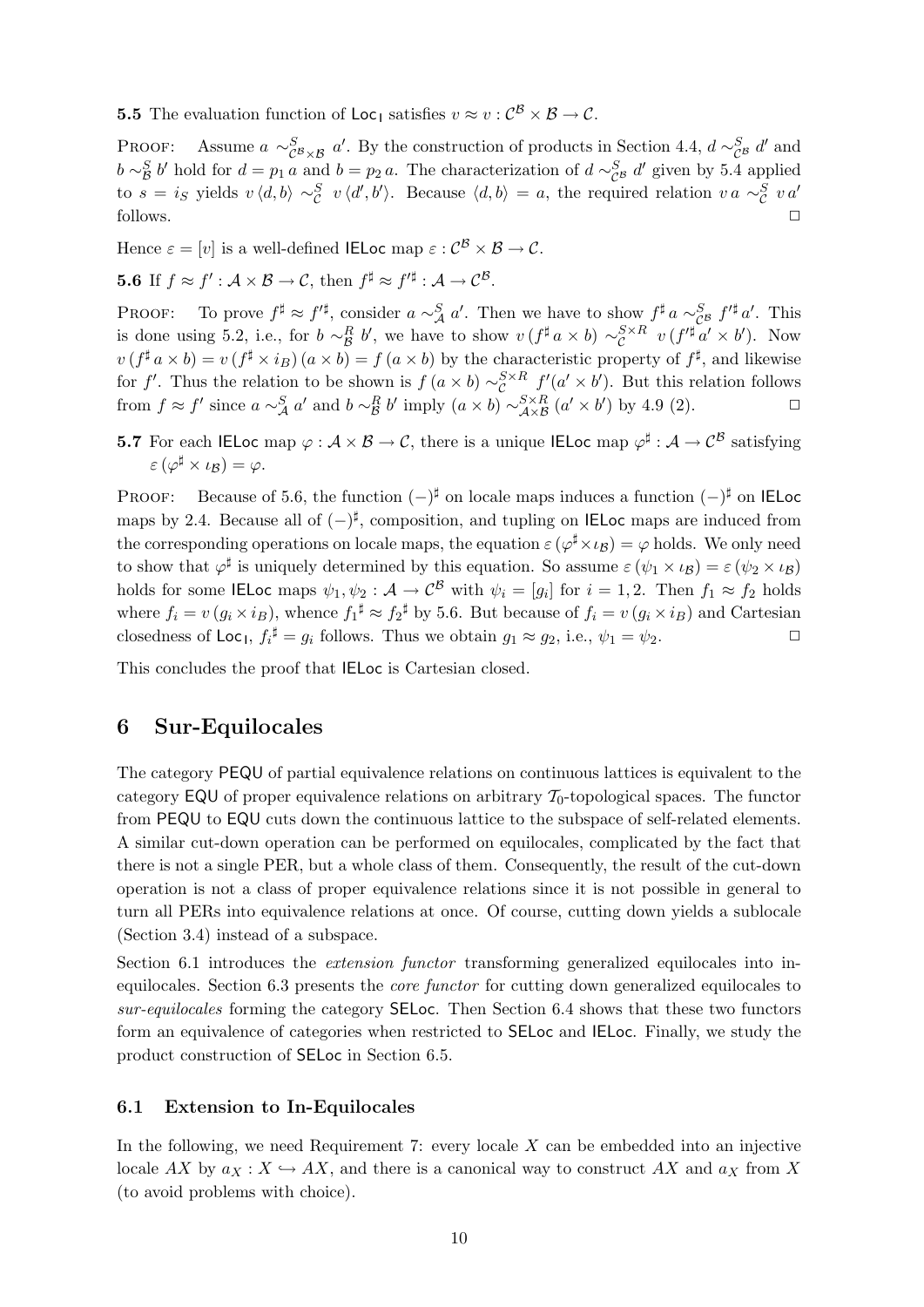**5.5** The evaluation function of $\mathsf{Loc_I}$ satisfies $v \approx v : \mathcal{C}^{\mathcal{B}} \times \mathcal{B} \to \mathcal{C}$.

Proof: Assume $a \sim^S_{\mathcal{C}^{\mathcal{B}} \times \mathcal{B}} a'$. By the construction of products in Section 4.4, $d \sim^S_{\mathcal{C}^{\mathcal{B}}} d'$ and $b \sim^S_{\mathcal{B}} b'$ hold for $d = p_1\, a$ and $b = p_2\, a$. The characterization of $d \sim^S_{\mathcal{C}^{\mathcal{B}}} d'$ given by 5.4 applied to $s = i_S$ yields $v \langle d, b \rangle \sim^S_{\mathcal{C}} v \langle d', b' \rangle$. Because $\langle d, b \rangle = a$, the required relation $v\, a \sim^S_{\mathcal{C}} v\, a'$ follows. □

Hence $\varepsilon = [v]$ is a well-defined $\mathsf{IELoc}$ map $\varepsilon : \mathcal{C}^{\mathcal{B}} \times \mathcal{B} \to \mathcal{C}$.

**5.6** If $f \approx f' : \mathcal{A} \times \mathcal{B} \to \mathcal{C}$, then $f^\sharp \approx f'^\sharp : \mathcal{A} \to \mathcal{C}^{\mathcal{B}}$.

Proof: To prove $f^\sharp \approx f'^\sharp$, consider $a \sim^S_{\mathcal{A}} a'$. Then we have to show $f^\sharp\, a \sim^S_{\mathcal{C}^{\mathcal{B}}} f'^\sharp\, a'$. This is done using 5.2, i.e., for $b \sim^R_{\mathcal{B}} b'$, we have to show $v\,(f^\sharp\, a \times b) \sim^{S \times R}_{\mathcal{C}} v\,(f'^\sharp\, a' \times b')$. Now $v\,(f^\sharp\, a \times b) = v\,(f^\sharp \times i_B)\,(a \times b) = f\,(a \times b)$ by the characteristic property of $f^\sharp$, and likewise for $f'$. Thus the relation to be shown is $f\,(a \times b) \sim^{S \times R}_{\mathcal{C}} f'(a' \times b')$. But this relation follows from $f \approx f'$ since $a \sim^S_{\mathcal{A}} a'$ and $b \sim^R_{\mathcal{B}} b'$ imply $(a \times b) \sim^{S \times R}_{\mathcal{A} \times \mathcal{B}} (a' \times b')$ by 4.9 (2). □

**5.7** For each $\mathsf{IELoc}$ map $\varphi : \mathcal{A} \times \mathcal{B} \to \mathcal{C}$, there is a unique $\mathsf{IELoc}$ map $\varphi^\sharp : \mathcal{A} \to \mathcal{C}^{\mathcal{B}}$ satisfying $\varepsilon\,(\varphi^\sharp \times \iota_{\mathcal{B}}) = \varphi$.

Proof: Because of 5.6, the function $(-)^\sharp$ on locale maps induces a function $(-)^\sharp$ on $\mathsf{IELoc}$ maps by 2.4. Because all of $(-)^\sharp$, composition, and tupling on $\mathsf{IELoc}$ maps are induced from the corresponding operations on locale maps, the equation $\varepsilon\,(\varphi^\sharp \times \iota_{\mathcal{B}}) = \varphi$ holds. We only need to show that $\varphi^\sharp$ is uniquely determined by this equation. So assume $\varepsilon\,(\psi_1 \times \iota_{\mathcal{B}}) = \varepsilon\,(\psi_2 \times \iota_{\mathcal{B}})$ holds for some $\mathsf{IELoc}$ maps $\psi_1, \psi_2 : \mathcal{A} \to \mathcal{C}^{\mathcal{B}}$ with $\psi_i = [g_i]$ for $i = 1, 2$. Then $f_1 \approx f_2$ holds where $f_i = v\,(g_i \times i_B)$, whence $f_1{}^\sharp \approx f_2{}^\sharp$ by 5.6. But because of $f_i = v\,(g_i \times i_B)$ and Cartesian closedness of $\mathsf{Loc_I}$, $f_i{}^\sharp = g_i$ follows. Thus we obtain $g_1 \approx g_2$, i.e., $\psi_1 = \psi_2$. □

This concludes the proof that $\mathsf{IELoc}$ is Cartesian closed.

# 6 Sur-Equilocales

The category $\mathsf{PEQU}$ of partial equivalence relations on continuous lattices is equivalent to the category $\mathsf{EQU}$ of proper equivalence relations on arbitrary $\mathcal{T}_0$-topological spaces. The functor from $\mathsf{PEQU}$ to $\mathsf{EQU}$ cuts down the continuous lattice to the subspace of self-related elements. A similar cut-down operation can be performed on equilocales, complicated by the fact that there is not a single PER, but a whole class of them. Consequently, the result of the cut-down operation is not a class of proper equivalence relations since it is not possible in general to turn all PERs into equivalence relations at once. Of course, cutting down yields a sublocale (Section 3.4) instead of a subspace.

Section 6.1 introduces the *extension functor* transforming generalized equilocales into in-equilocales. Section 6.3 presents the *core functor* for cutting down generalized equilocales to *sur-equilocales* forming the category $\mathsf{SELoc}$. Then Section 6.4 shows that these two functors form an equivalence of categories when restricted to $\mathsf{SELoc}$ and $\mathsf{IELoc}$. Finally, we study the product construction of $\mathsf{SELoc}$ in Section 6.5.

## 6.1 Extension to In-Equilocales

In the following, we need Requirement 7: every locale $X$ can be embedded into an injective locale $AX$ by $a_X : X \hookrightarrow AX$, and there is a canonical way to construct $AX$ and $a_X$ from $X$ (to avoid problems with choice).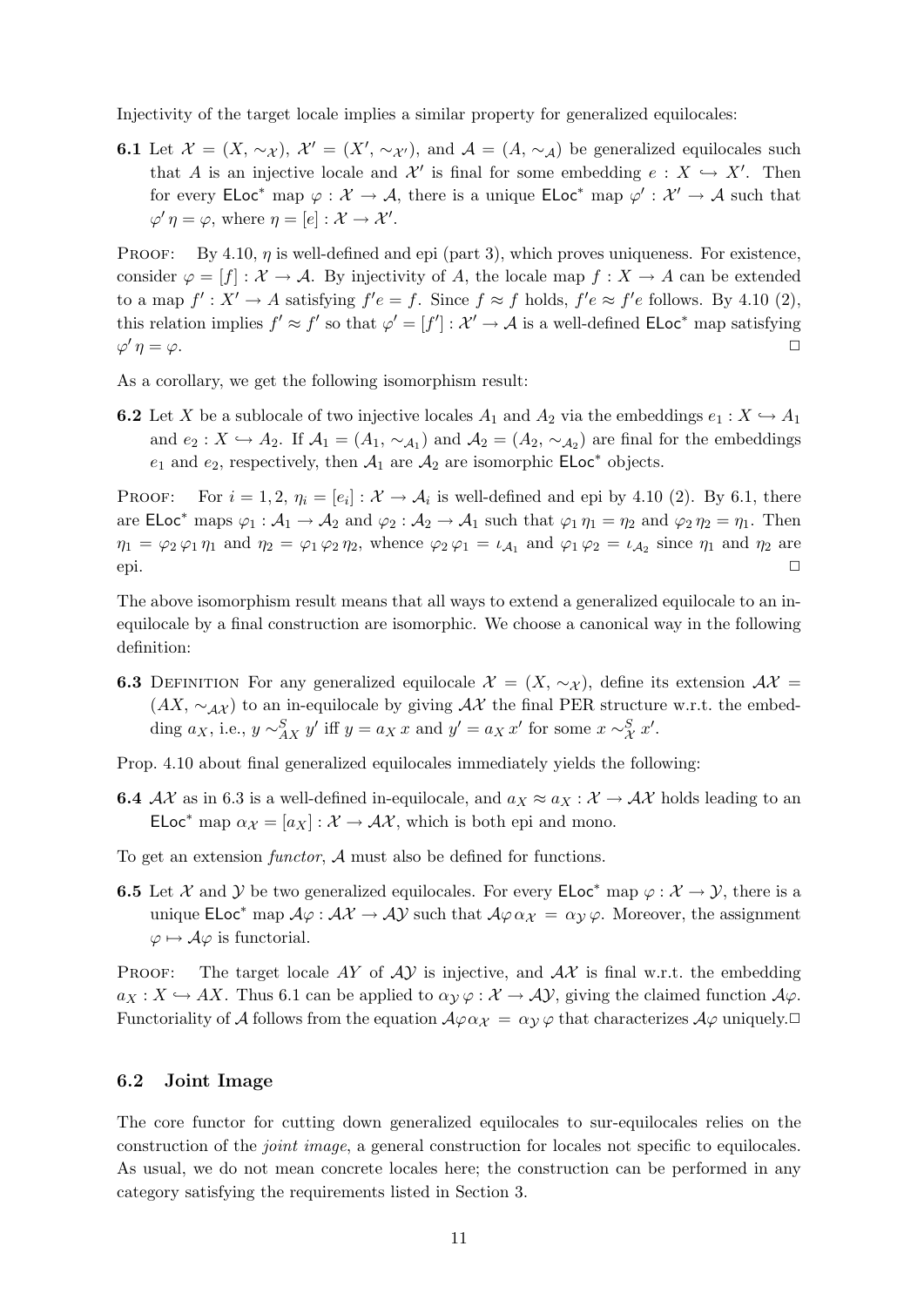Injectivity of the target locale implies a similar property for generalized equilocales:

**6.1** Let $\mathcal{X} = (X, \sim_{\mathcal{X}})$, $\mathcal{X}' = (X', \sim_{\mathcal{X}'})$, and $\mathcal{A} = (A, \sim_{\mathcal{A}})$ be generalized equilocales such that $A$ is an injective locale and $\mathcal{X}'$ is final for some embedding $e : X \hookrightarrow X'$. Then for every $\mathsf{ELoc}^*$ map $\varphi : \mathcal{X} \to \mathcal{A}$, there is a unique $\mathsf{ELoc}^*$ map $\varphi' : \mathcal{X}' \to \mathcal{A}$ such that $\varphi' \eta = \varphi$, where $\eta = [e] : \mathcal{X} \to \mathcal{X}'$.

Proof: By 4.10, $\eta$ is well-defined and epi (part 3), which proves uniqueness. For existence, consider $\varphi = [f] : \mathcal{X} \to \mathcal{A}$. By injectivity of $A$, the locale map $f : X \to A$ can be extended to a map $f' : X' \to A$ satisfying $f'e = f$. Since $f \approx f$ holds, $f'e \approx f'e$ follows. By 4.10 (2), this relation implies $f' \approx f'$ so that $\varphi' = [f'] : \mathcal{X}' \to \mathcal{A}$ is a well-defined $\mathsf{ELoc}^*$ map satisfying $\varphi' \eta = \varphi$. □

As a corollary, we get the following isomorphism result:

**6.2** Let $X$ be a sublocale of two injective locales $A_1$ and $A_2$ via the embeddings $e_1 : X \hookrightarrow A_1$ and $e_2 : X \hookrightarrow A_2$. If $\mathcal{A}_1 = (A_1, \sim_{\mathcal{A}_1})$ and $\mathcal{A}_2 = (A_2, \sim_{\mathcal{A}_2})$ are final for the embeddings $e_1$ and $e_2$, respectively, then $\mathcal{A}_1$ are $\mathcal{A}_2$ are isomorphic $\mathsf{ELoc}^*$ objects.

Proof: For $i = 1, 2$, $\eta_i = [e_i] : \mathcal{X} \to \mathcal{A}_i$ is well-defined and epi by 4.10 (2). By 6.1, there are $\mathsf{ELoc}^*$ maps $\varphi_1 : \mathcal{A}_1 \to \mathcal{A}_2$ and $\varphi_2 : \mathcal{A}_2 \to \mathcal{A}_1$ such that $\varphi_1 \eta_1 = \eta_2$ and $\varphi_2 \eta_2 = \eta_1$. Then $\eta_1 = \varphi_2 \varphi_1 \eta_1$ and $\eta_2 = \varphi_1 \varphi_2 \eta_2$, whence $\varphi_2 \varphi_1 = \iota_{\mathcal{A}_1}$ and $\varphi_1 \varphi_2 = \iota_{\mathcal{A}_2}$ since $\eta_1$ and $\eta_2$ are epi. □

The above isomorphism result means that all ways to extend a generalized equilocale to an in-equilocale by a final construction are isomorphic. We choose a canonical way in the following definition:

**6.3** Definition For any generalized equilocale $\mathcal{X} = (X, \sim_{\mathcal{X}})$, define its extension $\mathcal{AX} = (AX, \sim_{\mathcal{AX}})$ to an in-equilocale by giving $\mathcal{AX}$ the final PER structure w.r.t. the embedding $a_X$, i.e., $y \sim^S_{AX} y'$ iff $y = a_X\, x$ and $y' = a_X\, x'$ for some $x \sim^S_{\mathcal{X}} x'$.

Prop. 4.10 about final generalized equilocales immediately yields the following:

**6.4** $\mathcal{AX}$ as in 6.3 is a well-defined in-equilocale, and $a_X \approx a_X : \mathcal{X} \to \mathcal{AX}$ holds leading to an $\mathsf{ELoc}^*$ map $\alpha_{\mathcal{X}} = [a_X] : \mathcal{X} \to \mathcal{AX}$, which is both epi and mono.

To get an extension *functor*, $\mathcal{A}$ must also be defined for functions.

**6.5** Let $\mathcal{X}$ and $\mathcal{Y}$ be two generalized equilocales. For every $\mathsf{ELoc}^*$ map $\varphi : \mathcal{X} \to \mathcal{Y}$, there is a unique $\mathsf{ELoc}^*$ map $\mathcal{A}\varphi : \mathcal{AX} \to \mathcal{AY}$ such that $\mathcal{A}\varphi\, \alpha_{\mathcal{X}} = \alpha_{\mathcal{Y}}\, \varphi$. Moreover, the assignment $\varphi \mapsto \mathcal{A}\varphi$ is functorial.

Proof: The target locale $AY$ of $\mathcal{AY}$ is injective, and $\mathcal{AX}$ is final w.r.t. the embedding $a_X : X \hookrightarrow AX$. Thus 6.1 can be applied to $\alpha_{\mathcal{Y}}\, \varphi : \mathcal{X} \to \mathcal{AY}$, giving the claimed function $\mathcal{A}\varphi$. Functoriality of $\mathcal{A}$ follows from the equation $\mathcal{A}\varphi\alpha_{\mathcal{X}} = \alpha_{\mathcal{Y}}\, \varphi$ that characterizes $\mathcal{A}\varphi$ uniquely. □

### 6.2 Joint Image

The core functor for cutting down generalized equilocales to sur-equilocales relies on the construction of the *joint image*, a general construction for locales not specific to equilocales. As usual, we do not mean concrete locales here; the construction can be performed in any category satisfying the requirements listed in Section 3.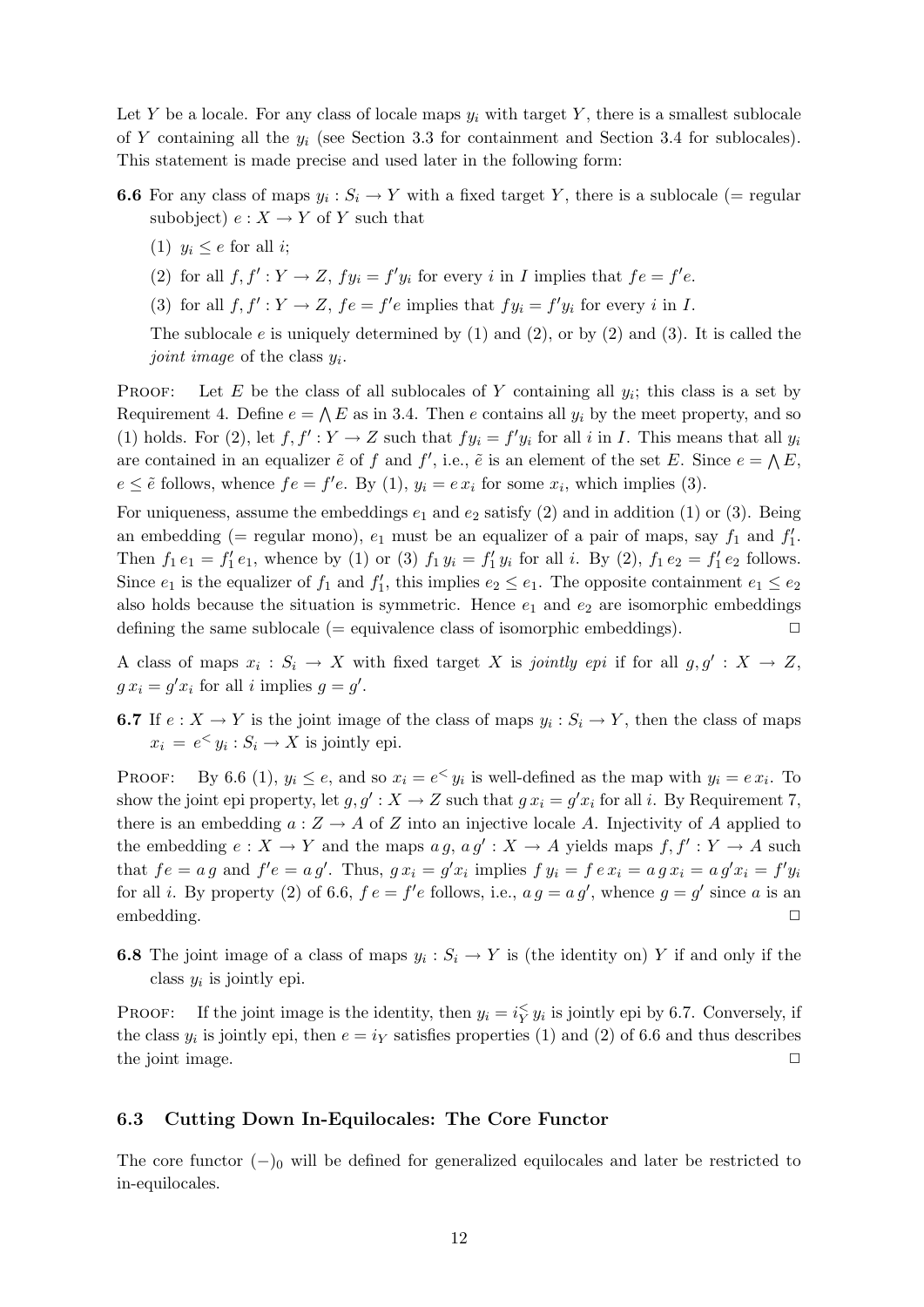Let $Y$ be a locale. For any class of locale maps $y_i$ with target $Y$, there is a smallest sublocale of $Y$ containing all the $y_i$ (see Section 3.3 for containment and Section 3.4 for sublocales). This statement is made precise and used later in the following form:

**6.6** For any class of maps $y_i : S_i \to Y$ with a fixed target $Y$, there is a sublocale (= regular subobject) $e : X \to Y$ of $Y$ such that

(1) $y_i \leq e$ for all $i$;

(2) for all $f, f' : Y \to Z$, $fy_i = f'y_i$ for every $i$ in $I$ implies that $fe = f'e$.

(3) for all $f, f' : Y \to Z$, $fe = f'e$ implies that $fy_i = f'y_i$ for every $i$ in $I$.

The sublocale $e$ is uniquely determined by (1) and (2), or by (2) and (3). It is called the *joint image* of the class $y_i$.

Proof: Let $E$ be the class of all sublocales of $Y$ containing all $y_i$; this class is a set by Requirement 4. Define $e = \bigwedge E$ as in 3.4. Then $e$ contains all $y_i$ by the meet property, and so (1) holds. For (2), let $f, f' : Y \to Z$ such that $fy_i = f'y_i$ for all $i$ in $I$. This means that all $y_i$ are contained in an equalizer $\tilde{e}$ of $f$ and $f'$, i.e., $\tilde{e}$ is an element of the set $E$. Since $e = \bigwedge E$, $e \leq \tilde{e}$ follows, whence $fe = f'e$. By (1), $y_i = e\, x_i$ for some $x_i$, which implies (3).

For uniqueness, assume the embeddings $e_1$ and $e_2$ satisfy (2) and in addition (1) or (3). Being an embedding (= regular mono), $e_1$ must be an equalizer of a pair of maps, say $f_1$ and $f_1'$. Then $f_1\, e_1 = f_1'\, e_1$, whence by (1) or (3) $f_1\, y_i = f_1'\, y_i$ for all $i$. By (2), $f_1\, e_2 = f_1'\, e_2$ follows. Since $e_1$ is the equalizer of $f_1$ and $f_1'$, this implies $e_2 \leq e_1$. The opposite containment $e_1 \leq e_2$ also holds because the situation is symmetric. Hence $e_1$ and $e_2$ are isomorphic embeddings defining the same sublocale (= equivalence class of isomorphic embeddings). □

A class of maps $x_i : S_i \to X$ with fixed target $X$ is *jointly epi* if for all $g, g' : X \to Z$, $g\, x_i = g' x_i$ for all $i$ implies $g = g'$.

**6.7** If $e : X \to Y$ is the joint image of the class of maps $y_i : S_i \to Y$, then the class of maps $x_i = e^{<}\, y_i : S_i \to X$ is jointly epi.

Proof: By 6.6 (1), $y_i \leq e$, and so $x_i = e^{<}\, y_i$ is well-defined as the map with $y_i = e\, x_i$. To show the joint epi property, let $g, g' : X \to Z$ such that $g\, x_i = g' x_i$ for all $i$. By Requirement 7, there is an embedding $a : Z \to A$ of $Z$ into an injective locale $A$. Injectivity of $A$ applied to the embedding $e : X \to Y$ and the maps $a\, g$, $a\, g' : X \to A$ yields maps $f, f' : Y \to A$ such that $fe = a\, g$ and $f'e = a\, g'$. Thus, $g\, x_i = g' x_i$ implies $f\, y_i = f\, e\, x_i = a\, g\, x_i = a\, g' x_i = f' y_i$ for all $i$. By property (2) of 6.6, $f\, e = f' e$ follows, i.e., $a\, g = a\, g'$, whence $g = g'$ since $a$ is an embedding. □

**6.8** The joint image of a class of maps $y_i : S_i \to Y$ is (the identity on) $Y$ if and only if the class $y_i$ is jointly epi.

Proof: If the joint image is the identity, then $y_i = i_Y^{<}\, y_i$ is jointly epi by 6.7. Conversely, if the class $y_i$ is jointly epi, then $e = i_Y$ satisfies properties (1) and (2) of 6.6 and thus describes the joint image. □

### 6.3 Cutting Down In-Equilocales: The Core Functor

The core functor $(-)_0$ will be defined for generalized equilocales and later be restricted to in-equilocales.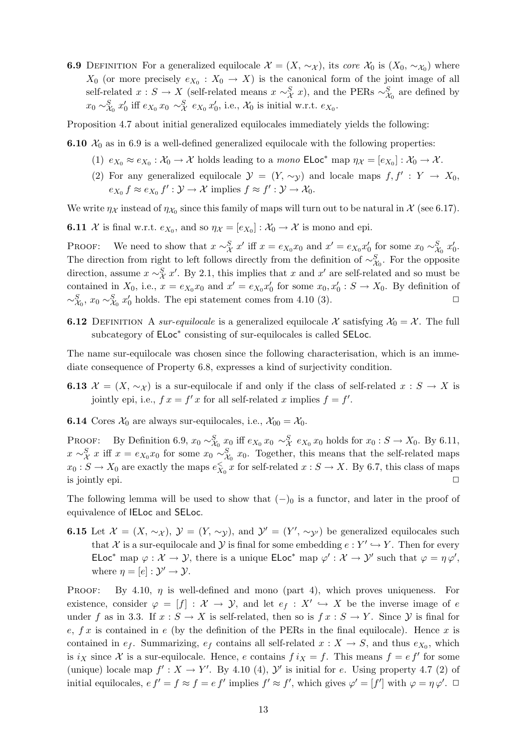**6.9** Definition For a generalized equilocale $\mathcal{X} = (X, \sim_{\mathcal{X}})$, its *core* $\mathcal{X}_0$ is $(X_0, \sim_{\mathcal{X}_0})$ where $X_0$ (or more precisely $e_{X_0} : X_0 \to X$) is the canonical form of the joint image of all self-related $x : S \to X$ (self-related means $x \sim^S_{\mathcal{X}} x$), and the PERs $\sim^S_{\mathcal{X}_0}$ are defined by $x_0 \sim^S_{\mathcal{X}_0} x'_0$ iff $e_{X_0}\, x_0 \sim^S_{\mathcal{X}} e_{X_0}\, x'_0$, i.e., $\mathcal{X}_0$ is initial w.r.t. $e_{X_0}$.

Proposition 4.7 about initial generalized equilocales immediately yields the following:

**6.10** $\mathcal{X}_0$ as in 6.9 is a well-defined generalized equilocale with the following properties:

(1) $e_{X_0} \approx e_{X_0} : \mathcal{X}_0 \to \mathcal{X}$ holds leading to a *mono* $\mathsf{ELoc}^*$ map $\eta_{\mathcal{X}} = [e_{X_0}] : \mathcal{X}_0 \to \mathcal{X}$.

(2) For any generalized equilocale $\mathcal{Y} = (Y, \sim_{\mathcal{Y}})$ and locale maps $f, f' : Y \to X_0$, $e_{X_0}\, f \approx e_{X_0}\, f' : \mathcal{Y} \to \mathcal{X}$ implies $f \approx f' : \mathcal{Y} \to \mathcal{X}_0$.

We write $\eta_{\mathcal{X}}$ instead of $\eta_{\mathcal{X}_0}$ since this family of maps will turn out to be natural in $\mathcal{X}$ (see 6.17).

**6.11** $\mathcal{X}$ is final w.r.t. $e_{X_0}$, and so $\eta_{\mathcal{X}} = [e_{X_0}] : \mathcal{X}_0 \to \mathcal{X}$ is mono and epi.

Proof: We need to show that $x \sim^S_{\mathcal{X}} x'$ iff $x = e_{X_0} x_0$ and $x' = e_{X_0} x'_0$ for some $x_0 \sim^S_{\mathcal{X}_0} x'_0$. The direction from right to left follows directly from the definition of $\sim^S_{\mathcal{X}_0}$. For the opposite direction, assume $x \sim^S_{\mathcal{X}} x'$. By 2.1, this implies that $x$ and $x'$ are self-related and so must be contained in $X_0$, i.e., $x = e_{X_0} x_0$ and $x' = e_{X_0} x'_0$ for some $x_0, x'_0 : S \to X_0$. By definition of $\sim^S_{\mathcal{X}_0}$, $x_0 \sim^S_{\mathcal{X}_0} x'_0$ holds. The epi statement comes from 4.10 (3). $\square$

**6.12** Definition A *sur-equilocale* is a generalized equilocale $\mathcal{X}$ satisfying $\mathcal{X}_0 = \mathcal{X}$. The full subcategory of $\mathsf{ELoc}^*$ consisting of sur-equilocales is called $\mathsf{SELoc}$.

The name sur-equilocale was chosen since the following characterisation, which is an immediate consequence of Property 6.8, expresses a kind of surjectivity condition.

**6.13** $\mathcal{X} = (X, \sim_{\mathcal{X}})$ is a sur-equilocale if and only if the class of self-related $x : S \to X$ is jointly epi, i.e., $f\, x = f'\, x$ for all self-related $x$ implies $f = f'$.

**6.14** Cores $\mathcal{X}_0$ are always sur-equilocales, i.e., $\mathcal{X}_{00} = \mathcal{X}_0$.

Proof: By Definition 6.9, $x_0 \sim^S_{\mathcal{X}_0} x_0$ iff $e_{X_0}\, x_0 \sim^S_{\mathcal{X}} e_{X_0}\, x_0$ holds for $x_0 : S \to X_0$. By 6.11, $x \sim^S_{\mathcal{X}} x$ iff $x = e_{X_0} x_0$ for some $x_0 \sim^S_{\mathcal{X}_0} x_0$. Together, this means that the self-related maps $x_0 : S \to X_0$ are exactly the maps $e^<_{X_0}\, x$ for self-related $x : S \to X$. By 6.7, this class of maps is jointly epi. $\square$

The following lemma will be used to show that $(-)_0$ is a functor, and later in the proof of equivalence of $\mathsf{IELoc}$ and $\mathsf{SELoc}$.

**6.15** Let $\mathcal{X} = (X, \sim_{\mathcal{X}})$, $\mathcal{Y} = (Y, \sim_{\mathcal{Y}})$, and $\mathcal{Y}' = (Y', \sim_{\mathcal{Y}'})$ be generalized equilocales such that $\mathcal{X}$ is a sur-equilocale and $\mathcal{Y}$ is final for some embedding $e : Y' \hookrightarrow Y$. Then for every $\mathsf{ELoc}^*$ map $\varphi : \mathcal{X} \to \mathcal{Y}$, there is a unique $\mathsf{ELoc}^*$ map $\varphi' : \mathcal{X} \to \mathcal{Y}'$ such that $\varphi = \eta\, \varphi'$, where $\eta = [e] : \mathcal{Y}' \to \mathcal{Y}$.

Proof: By 4.10, $\eta$ is well-defined and mono (part 4), which proves uniqueness. For existence, consider $\varphi = [f] : \mathcal{X} \to \mathcal{Y}$, and let $e_f : X' \hookrightarrow X$ be the inverse image of $e$ under $f$ as in 3.3. If $x : S \to X$ is self-related, then so is $f\, x : S \to Y$. Since $\mathcal{Y}$ is final for $e$, $f\, x$ is contained in $e$ (by the definition of the PERs in the final equilocale). Hence $x$ is contained in $e_f$. Summarizing, $e_f$ contains all self-related $x : X \to S$, and thus $e_{X_0}$, which is $i_X$ since $\mathcal{X}$ is a sur-equilocale. Hence, $e$ contains $f\, i_X = f$. This means $f = e\, f'$ for some (unique) locale map $f' : X \to Y'$. By 4.10 (4), $\mathcal{Y}'$ is initial for $e$. Using property 4.7 (2) of initial equilocales, $e\, f' = f \approx f = e\, f'$ implies $f' \approx f'$, which gives $\varphi' = [f']$ with $\varphi = \eta\, \varphi'$. $\square$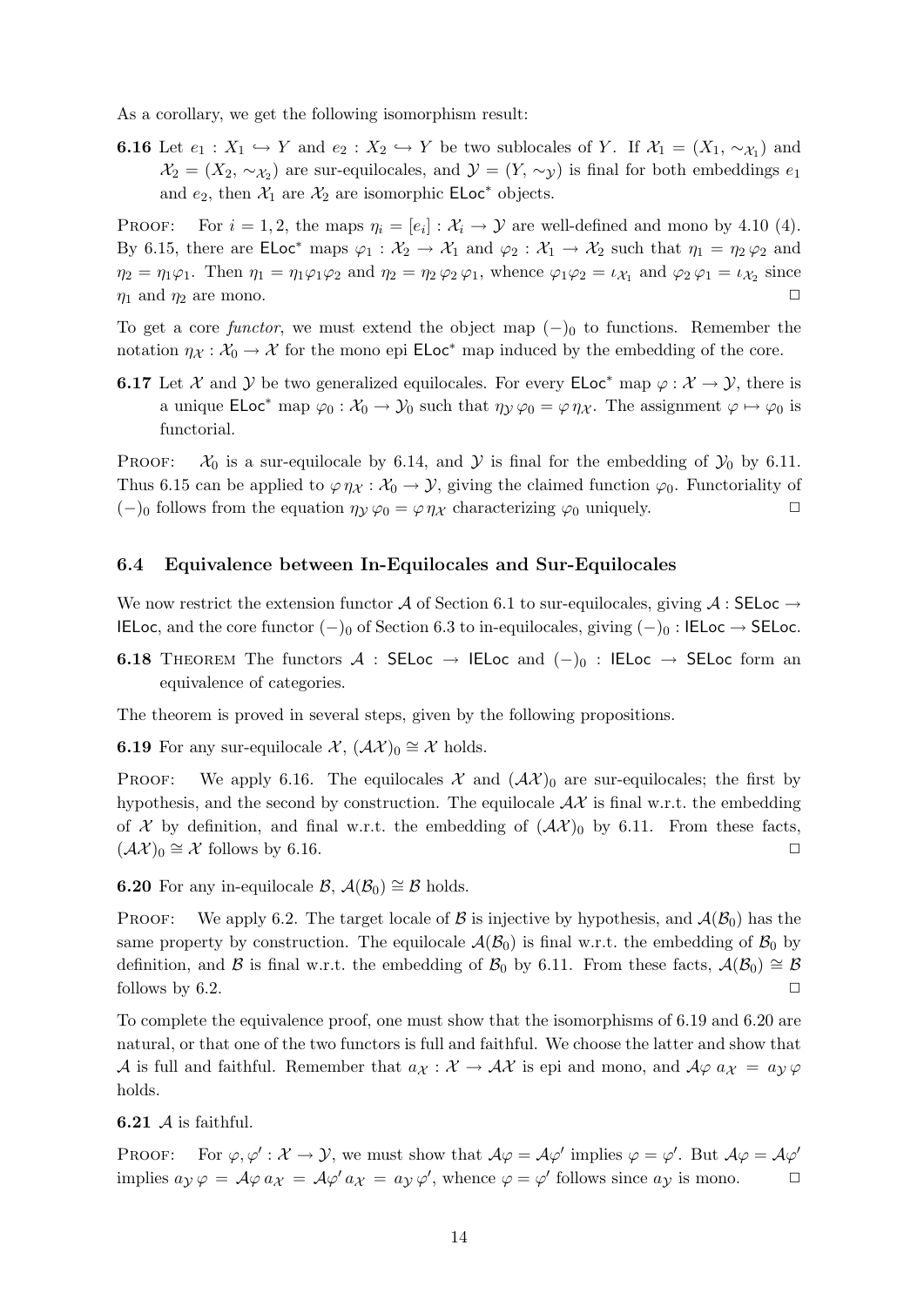As a corollary, we get the following isomorphism result:

**6.16** Let $e_1 : X_1 \hookrightarrow Y$ and $e_2 : X_2 \hookrightarrow Y$ be two sublocales of $Y$. If $\mathcal{X}_1 = (X_1, \sim_{\mathcal{X}_1})$ and $\mathcal{X}_2 = (X_2, \sim_{\mathcal{X}_2})$ are sur-equilocales, and $\mathcal{Y} = (Y, \sim_{\mathcal{Y}})$ is final for both embeddings $e_1$ and $e_2$, then $\mathcal{X}_1$ are $\mathcal{X}_2$ are isomorphic $\mathsf{ELoc}^*$ objects.

Proof: For $i = 1, 2$, the maps $\eta_i = [e_i] : \mathcal{X}_i \to \mathcal{Y}$ are well-defined and mono by 4.10 (4). By 6.15, there are $\mathsf{ELoc}^*$ maps $\varphi_1 : \mathcal{X}_2 \to \mathcal{X}_1$ and $\varphi_2 : \mathcal{X}_1 \to \mathcal{X}_2$ such that $\eta_1 = \eta_2 \varphi_2$ and $\eta_2 = \eta_1 \varphi_1$. Then $\eta_1 = \eta_1 \varphi_1 \varphi_2$ and $\eta_2 = \eta_2 \varphi_2 \varphi_1$, whence $\varphi_1 \varphi_2 = \iota_{\mathcal{X}_1}$ and $\varphi_2 \varphi_1 = \iota_{\mathcal{X}_2}$ since $\eta_1$ and $\eta_2$ are mono. $\square$

To get a core *functor*, we must extend the object map $(-)_0$ to functions. Remember the notation $\eta_{\mathcal{X}} : \mathcal{X}_0 \to \mathcal{X}$ for the mono epi $\mathsf{ELoc}^*$ map induced by the embedding of the core.

**6.17** Let $\mathcal{X}$ and $\mathcal{Y}$ be two generalized equilocales. For every $\mathsf{ELoc}^*$ map $\varphi : \mathcal{X} \to \mathcal{Y}$, there is a unique $\mathsf{ELoc}^*$ map $\varphi_0 : \mathcal{X}_0 \to \mathcal{Y}_0$ such that $\eta_{\mathcal{Y}} \varphi_0 = \varphi \, \eta_{\mathcal{X}}$. The assignment $\varphi \mapsto \varphi_0$ is functorial.

Proof: $\mathcal{X}_0$ is a sur-equilocale by 6.14, and $\mathcal{Y}$ is final for the embedding of $\mathcal{Y}_0$ by 6.11. Thus 6.15 can be applied to $\varphi \, \eta_{\mathcal{X}} : \mathcal{X}_0 \to \mathcal{Y}$, giving the claimed function $\varphi_0$. Functoriality of $(-)_0$ follows from the equation $\eta_{\mathcal{Y}} \varphi_0 = \varphi \, \eta_{\mathcal{X}}$ characterizing $\varphi_0$ uniquely. $\square$

### 6.4 Equivalence between In-Equilocales and Sur-Equilocales

We now restrict the extension functor $\mathcal{A}$ of Section 6.1 to sur-equilocales, giving $\mathcal{A} : \mathsf{SELoc} \to \mathsf{IELoc}$, and the core functor $(-)_0$ of Section 6.3 to in-equilocales, giving $(-)_0 : \mathsf{IELoc} \to \mathsf{SELoc}$.

**6.18** Theorem The functors $\mathcal{A} : \mathsf{SELoc} \to \mathsf{IELoc}$ and $(-)_0 : \mathsf{IELoc} \to \mathsf{SELoc}$ form an equivalence of categories.

The theorem is proved in several steps, given by the following propositions.

**6.19** For any sur-equilocale $\mathcal{X}$, $(\mathcal{A}\mathcal{X})_0 \cong \mathcal{X}$ holds.

Proof: We apply 6.16. The equilocales $\mathcal{X}$ and $(\mathcal{A}\mathcal{X})_0$ are sur-equilocales; the first by hypothesis, and the second by construction. The equilocale $\mathcal{A}\mathcal{X}$ is final w.r.t. the embedding of $\mathcal{X}$ by definition, and final w.r.t. the embedding of $(\mathcal{A}\mathcal{X})_0$ by 6.11. From these facts, $(\mathcal{A}\mathcal{X})_0 \cong \mathcal{X}$ follows by 6.16. $\square$

**6.20** For any in-equilocale $\mathcal{B}$, $\mathcal{A}(\mathcal{B}_0) \cong \mathcal{B}$ holds.

Proof: We apply 6.2. The target locale of $\mathcal{B}$ is injective by hypothesis, and $\mathcal{A}(\mathcal{B}_0)$ has the same property by construction. The equilocale $\mathcal{A}(\mathcal{B}_0)$ is final w.r.t. the embedding of $\mathcal{B}_0$ by definition, and $\mathcal{B}$ is final w.r.t. the embedding of $\mathcal{B}_0$ by 6.11. From these facts, $\mathcal{A}(\mathcal{B}_0) \cong \mathcal{B}$ follows by 6.2. $\square$

To complete the equivalence proof, one must show that the isomorphisms of 6.19 and 6.20 are natural, or that one of the two functors is full and faithful. We choose the latter and show that $\mathcal{A}$ is full and faithful. Remember that $a_{\mathcal{X}} : \mathcal{X} \to \mathcal{A}\mathcal{X}$ is epi and mono, and $\mathcal{A}\varphi \; a_{\mathcal{X}} = a_{\mathcal{Y}} \, \varphi$ holds.

**6.21** $\mathcal{A}$ is faithful.

Proof: For $\varphi, \varphi' : \mathcal{X} \to \mathcal{Y}$, we must show that $\mathcal{A}\varphi = \mathcal{A}\varphi'$ implies $\varphi = \varphi'$. But $\mathcal{A}\varphi = \mathcal{A}\varphi'$ implies $a_{\mathcal{Y}} \, \varphi = \mathcal{A}\varphi \, a_{\mathcal{X}} = \mathcal{A}\varphi' \, a_{\mathcal{X}} = a_{\mathcal{Y}} \, \varphi'$, whence $\varphi = \varphi'$ follows since $a_{\mathcal{Y}}$ is mono. $\square$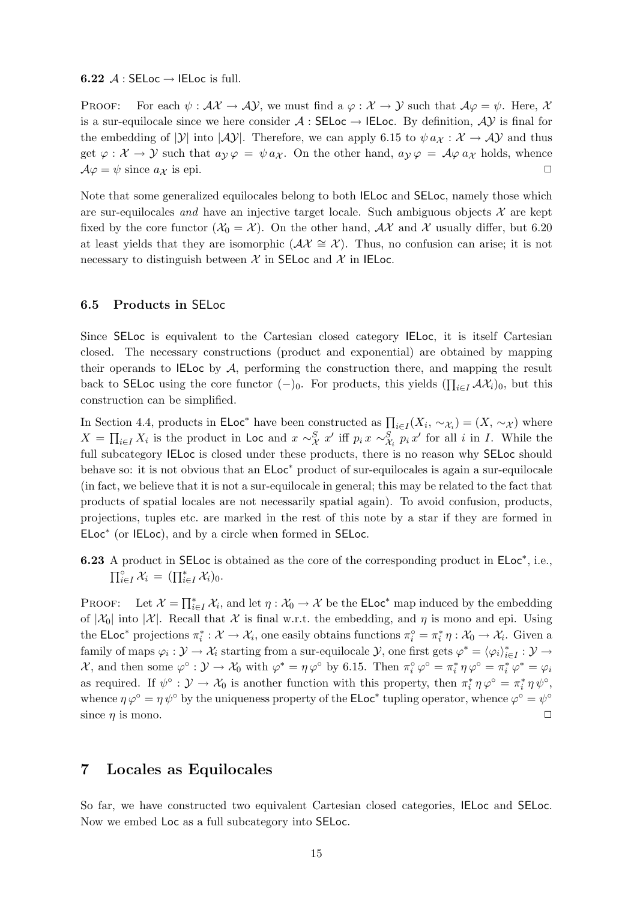**6.22** $\mathcal{A} : \mathsf{SELoc} \to \mathsf{IELoc}$ is full.

Proof: For each $\psi : \mathcal{AX} \to \mathcal{AY}$, we must find a $\varphi : \mathcal{X} \to \mathcal{Y}$ such that $\mathcal{A}\varphi = \psi$. Here, $\mathcal{X}$ is a sur-equilocale since we here consider $\mathcal{A} : \mathsf{SELoc} \to \mathsf{IELoc}$. By definition, $\mathcal{AY}$ is final for the embedding of $|\mathcal{Y}|$ into $|\mathcal{AY}|$. Therefore, we can apply 6.15 to $\psi\, a_{\mathcal{X}} : \mathcal{X} \to \mathcal{AY}$ and thus get $\varphi : \mathcal{X} \to \mathcal{Y}$ such that $a_{\mathcal{Y}}\,\varphi = \psi\, a_{\mathcal{X}}$. On the other hand, $a_{\mathcal{Y}}\,\varphi = \mathcal{A}\varphi\, a_{\mathcal{X}}$ holds, whence $\mathcal{A}\varphi = \psi$ since $a_{\mathcal{X}}$ is epi. □

Note that some generalized equilocales belong to both $\mathsf{IELoc}$ and $\mathsf{SELoc}$, namely those which are sur-equilocales *and* have an injective target locale. Such ambiguous objects $\mathcal{X}$ are kept fixed by the core functor ($\mathcal{X}_0 = \mathcal{X}$). On the other hand, $\mathcal{AX}$ and $\mathcal{X}$ usually differ, but 6.20 at least yields that they are isomorphic ($\mathcal{AX} \cong \mathcal{X}$). Thus, no confusion can arise; it is not necessary to distinguish between $\mathcal{X}$ in $\mathsf{SELoc}$ and $\mathcal{X}$ in $\mathsf{IELoc}$.

### 6.5 Products in SELoc

Since $\mathsf{SELoc}$ is equivalent to the Cartesian closed category $\mathsf{IELoc}$, it is itself Cartesian closed. The necessary constructions (product and exponential) are obtained by mapping their operands to $\mathsf{IELoc}$ by $\mathcal{A}$, performing the construction there, and mapping the result back to $\mathsf{SELoc}$ using the core functor $(-)_0$. For products, this yields $(\prod_{i\in I} \mathcal{AX}_i)_0$, but this construction can be simplified.

In Section 4.4, products in $\mathsf{ELoc}^*$ have been constructed as $\prod_{i\in I}(X_i, \sim_{\mathcal{X}_i}) = (X, \sim_{\mathcal{X}})$ where $X = \prod_{i\in I} X_i$ is the product in $\mathsf{Loc}$ and $x \sim^S_{\mathcal{X}} x'$ iff $p_i\, x \sim^S_{\mathcal{X}_i} p_i\, x'$ for all $i$ in $I$. While the full subcategory $\mathsf{IELoc}$ is closed under these products, there is no reason why $\mathsf{SELoc}$ should behave so: it is not obvious that an $\mathsf{ELoc}^*$ product of sur-equilocales is again a sur-equilocale (in fact, we believe that it is not a sur-equilocale in general; this may be related to the fact that products of spatial locales are not necessarily spatial again). To avoid confusion, products, projections, tuples etc. are marked in the rest of this note by a star if they are formed in $\mathsf{ELoc}^*$ (or $\mathsf{IELoc}$), and by a circle when formed in $\mathsf{SELoc}$.

**6.23** A product in $\mathsf{SELoc}$ is obtained as the core of the corresponding product in $\mathsf{ELoc}^*$, i.e., $\prod^\circ_{i\in I} \mathcal{X}_i = (\prod^*_{i\in I} \mathcal{X}_i)_0$.

Proof: Let $\mathcal{X} = \prod^*_{i\in I} \mathcal{X}_i$, and let $\eta : \mathcal{X}_0 \to \mathcal{X}$ be the $\mathsf{ELoc}^*$ map induced by the embedding of $|\mathcal{X}_0|$ into $|\mathcal{X}|$. Recall that $\mathcal{X}$ is final w.r.t. the embedding, and $\eta$ is mono and epi. Using the $\mathsf{ELoc}^*$ projections $\pi^*_i : \mathcal{X} \to \mathcal{X}_i$, one easily obtains functions $\pi^\circ_i = \pi^*_i\, \eta : \mathcal{X}_0 \to \mathcal{X}_i$. Given a family of maps $\varphi_i : \mathcal{Y} \to \mathcal{X}_i$ starting from a sur-equilocale $\mathcal{Y}$, one first gets $\varphi^* = \langle \varphi_i \rangle^*_{i\in I} : \mathcal{Y} \to \mathcal{X}$, and then some $\varphi^\circ : \mathcal{Y} \to \mathcal{X}_0$ with $\varphi^* = \eta\, \varphi^\circ$ by 6.15. Then $\pi^\circ_i\, \varphi^\circ = \pi^*_i\, \eta\, \varphi^\circ = \pi^*_i\, \varphi^* = \varphi_i$ as required. If $\psi^\circ : \mathcal{Y} \to \mathcal{X}_0$ is another function with this property, then $\pi^*_i\, \eta\, \varphi^\circ = \pi^*_i\, \eta\, \psi^\circ$, whence $\eta\, \varphi^\circ = \eta\, \psi^\circ$ by the uniqueness property of the $\mathsf{ELoc}^*$ tupling operator, whence $\varphi^\circ = \psi^\circ$ since $\eta$ is mono. □

## 7 Locales as Equilocales

So far, we have constructed two equivalent Cartesian closed categories, $\mathsf{IELoc}$ and $\mathsf{SELoc}$. Now we embed $\mathsf{Loc}$ as a full subcategory into $\mathsf{SELoc}$.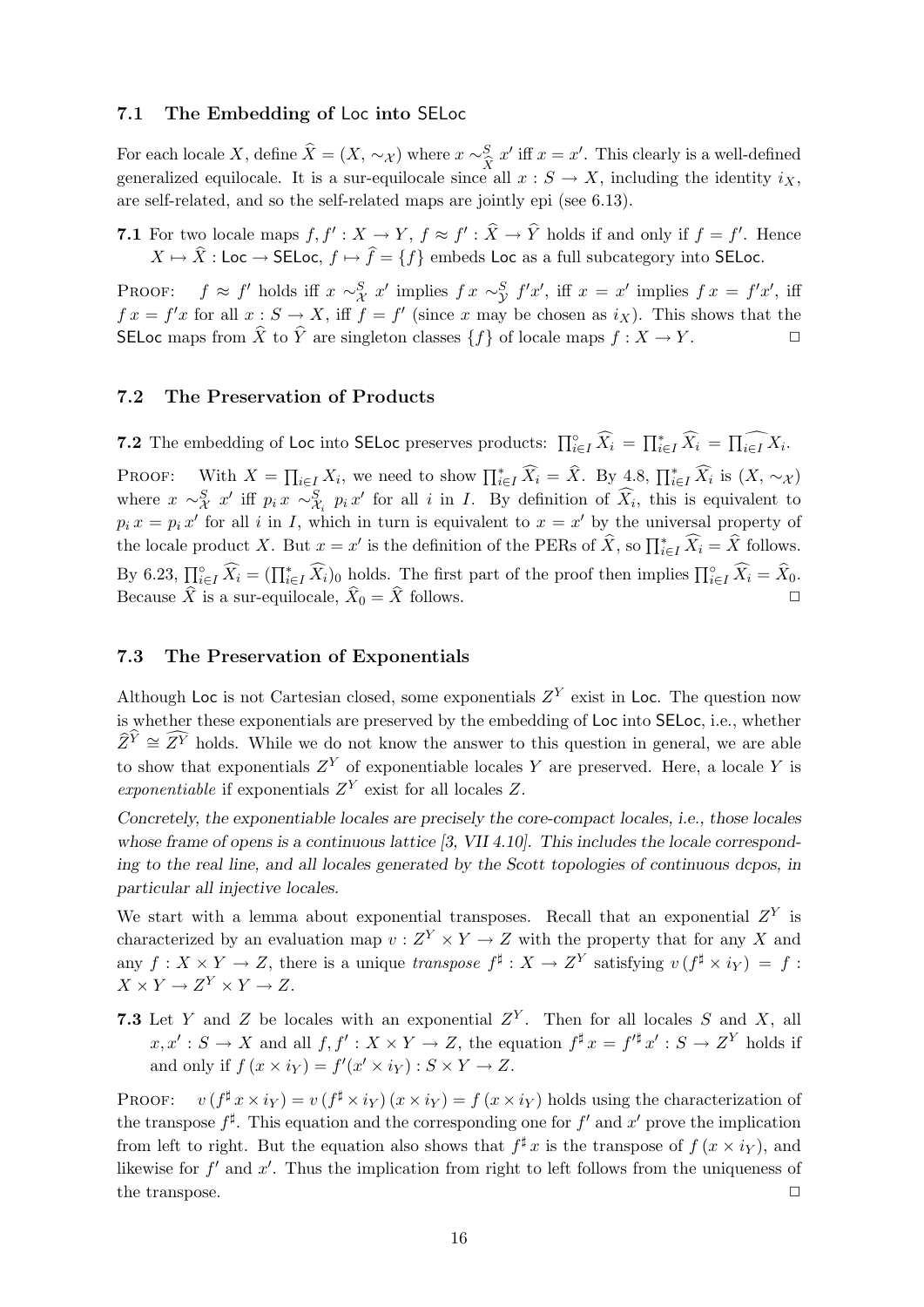### 7.1 The Embedding of Loc into SELoc

For each locale $X$, define $\widehat{X} = (X, \sim_{\mathcal{X}})$ where $x \sim^S_{\widehat{X}} x'$ iff $x = x'$. This clearly is a well-defined generalized equilocale. It is a sur-equilocale since all $x : S \to X$, including the identity $i_X$, are self-related, and so the self-related maps are jointly epi (see 6.13).

**7.1** For two locale maps $f, f' : X \to Y$, $f \approx f' : \widehat{X} \to \widehat{Y}$ holds if and only if $f = f'$. Hence $X \mapsto \widehat{X} : \mathsf{Loc} \to \mathsf{SELoc}$, $f \mapsto \widehat{f} = \{f\}$ embeds $\mathsf{Loc}$ as a full subcategory into $\mathsf{SELoc}$.

Proof: $f \approx f'$ holds iff $x \sim^S_{\mathcal{X}} x'$ implies $f\,x \sim^S_{\mathcal{Y}} f'x'$, iff $x = x'$ implies $f\,x = f'x'$, iff $f\,x = f'x$ for all $x : S \to X$, iff $f = f'$ (since $x$ may be chosen as $i_X$). This shows that the $\mathsf{SELoc}$ maps from $\widehat{X}$ to $\widehat{Y}$ are singleton classes $\{f\}$ of locale maps $f : X \to Y$. ◻

### 7.2 The Preservation of Products

**7.2** The embedding of $\mathsf{Loc}$ into $\mathsf{SELoc}$ preserves products: $\prod^{\circ}_{i\in I} \widehat{X_i} = \prod^{*}_{i\in I} \widehat{X_i} = \widehat{\prod_{i\in I} X_i}$.

Proof: With $X = \prod_{i\in I} X_i$, we need to show $\prod^{*}_{i\in I} \widehat{X_i} = \widehat{X}$. By 4.8, $\prod^{*}_{i\in I} \widehat{X_i}$ is $(X, \sim_{\mathcal{X}})$ where $x \sim^S_{\mathcal{X}} x'$ iff $p_i\,x \sim^S_{\mathcal{X}_i} p_i\,x'$ for all $i$ in $I$. By definition of $\widehat{X_i}$, this is equivalent to $p_i\,x = p_i\,x'$ for all $i$ in $I$, which in turn is equivalent to $x = x'$ by the universal property of the locale product $X$. But $x = x'$ is the definition of the PERs of $\widehat{X}$, so $\prod^{*}_{i\in I} \widehat{X_i} = \widehat{X}$ follows. By 6.23, $\prod^{\circ}_{i\in I} \widehat{X_i} = (\prod^{*}_{i\in I} \widehat{X_i})_0$ holds. The first part of the proof then implies $\prod^{\circ}_{i\in I} \widehat{X_i} = \widehat{X}_0$. Because $\widehat{X}$ is a sur-equilocale, $\widehat{X}_0 = \widehat{X}$ follows. ◻

### 7.3 The Preservation of Exponentials

Although $\mathsf{Loc}$ is not Cartesian closed, some exponentials $Z^Y$ exist in $\mathsf{Loc}$. The question now is whether these exponentials are preserved by the embedding of $\mathsf{Loc}$ into $\mathsf{SELoc}$, i.e., whether $\widehat{Z}^{\widehat{Y}} \cong \widehat{Z^Y}$ holds. While we do not know the answer to this question in general, we are able to show that exponentials $Z^Y$ of exponentiable locales $Y$ are preserved. Here, a locale $Y$ is *exponentiable* if exponentials $Z^Y$ exist for all locales $Z$.

*Concretely, the exponentiable locales are precisely the core-compact locales, i.e., those locales whose frame of opens is a continuous lattice [3, VII 4.10]. This includes the locale corresponding to the real line, and all locales generated by the Scott topologies of continuous dcpos, in particular all injective locales.*

We start with a lemma about exponential transposes. Recall that an exponential $Z^Y$ is characterized by an evaluation map $v : Z^Y \times Y \to Z$ with the property that for any $X$ and any $f : X \times Y \to Z$, there is a unique *transpose* $f^\sharp : X \to Z^Y$ satisfying $v\,(f^\sharp \times i_Y) = f : X \times Y \to Z^Y \times Y \to Z$.

**7.3** Let $Y$ and $Z$ be locales with an exponential $Z^Y$. Then for all locales $S$ and $X$, all $x, x' : S \to X$ and all $f, f' : X \times Y \to Z$, the equation $f^\sharp\,x = f'^\sharp\,x' : S \to Z^Y$ holds if and only if $f\,(x \times i_Y) = f'(x' \times i_Y) : S \times Y \to Z$.

Proof: $v\,(f^\sharp\,x \times i_Y) = v\,(f^\sharp \times i_Y)\,(x \times i_Y) = f\,(x \times i_Y)$ holds using the characterization of the transpose $f^\sharp$. This equation and the corresponding one for $f'$ and $x'$ prove the implication from left to right. But the equation also shows that $f^\sharp\,x$ is the transpose of $f\,(x \times i_Y)$, and likewise for $f'$ and $x'$. Thus the implication from right to left follows from the uniqueness of the transpose. ◻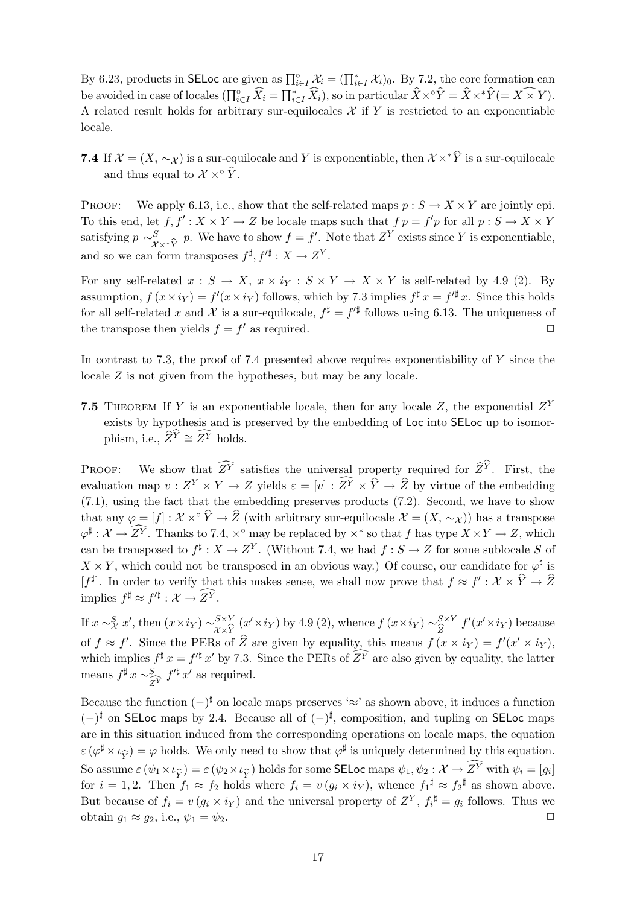By 6.23, products in $\mathsf{SELoc}$ are given as $\prod_{i\in I}^{\circ} \mathcal{X}_i = (\prod_{i\in I}^{*} \mathcal{X}_i)_0$. By 7.2, the core formation can be avoided in case of locales ($\prod_{i\in I}^{\circ} \widehat{X_i} = \prod_{i\in I}^{*} \widehat{X_i}$), so in particular $\widehat{X} \times^{\circ} \widehat{Y} = \widehat{X} \times^{*} \widehat{Y} (= \widehat{X \times Y})$. A related result holds for arbitrary sur-equilocales $\mathcal{X}$ if $Y$ is restricted to an exponentiable locale.

**7.4** If $\mathcal{X} = (X, \sim_{\mathcal{X}})$ is a sur-equilocale and $Y$ is exponentiable, then $\mathcal{X} \times^{*} \widehat{Y}$ is a sur-equilocale and thus equal to $\mathcal{X} \times^{\circ} \widehat{Y}$.

Proof: We apply 6.13, i.e., show that the self-related maps $p : S \to X \times Y$ are jointly epi. To this end, let $f, f' : X \times Y \to Z$ be locale maps such that $f\,p = f'p$ for all $p : S \to X \times Y$ satisfying $p \sim^{S}_{\mathcal{X} \times^{*} \widehat{Y}} p$. We have to show $f = f'$. Note that $Z^Y$ exists since $Y$ is exponentiable, and so we can form transposes $f^{\sharp}, f'^{\sharp} : X \to Z^Y$.

For any self-related $x : S \to X$, $x \times i_Y : S \times Y \to X \times Y$ is self-related by 4.9 (2). By assumption, $f\,(x \times i_Y) = f'(x \times i_Y)$ follows, which by 7.3 implies $f^{\sharp}\,x = f'^{\sharp}\,x$. Since this holds for all self-related $x$ and $\mathcal{X}$ is a sur-equilocale, $f^{\sharp} = f'^{\sharp}$ follows using 6.13. The uniqueness of the transpose then yields $f = f'$ as required. $\square$

In contrast to 7.3, the proof of 7.4 presented above requires exponentiability of $Y$ since the locale $Z$ is not given from the hypotheses, but may be any locale.

**7.5** Theorem If $Y$ is an exponentiable locale, then for any locale $Z$, the exponential $Z^Y$ exists by hypothesis and is preserved by the embedding of $\mathsf{Loc}$ into $\mathsf{SELoc}$ up to isomorphism, i.e., $\widehat{Z}^{\widehat{Y}} \cong \widehat{Z^Y}$ holds.

Proof: We show that $\widehat{Z^Y}$ satisfies the universal property required for $\widehat{Z}^{\widehat{Y}}$. First, the evaluation map $v : Z^Y \times Y \to Z$ yields $\varepsilon = [v] : \widehat{Z^Y} \times \widehat{Y} \to \widehat{Z}$ by virtue of the embedding (7.1), using the fact that the embedding preserves products (7.2). Second, we have to show that any $\varphi = [f] : \mathcal{X} \times^{\circ} \widehat{Y} \to \widehat{Z}$ (with arbitrary sur-equilocale $\mathcal{X} = (X, \sim_{\mathcal{X}})$) has a transpose $\varphi^{\sharp} : \mathcal{X} \to \widehat{Z^Y}$. Thanks to 7.4, $\times^{\circ}$ may be replaced by $\times^{*}$ so that $f$ has type $X \times Y \to Z$, which can be transposed to $f^{\sharp} : X \to Z^Y$. (Without 7.4, we had $f : S \to Z$ for some sublocale $S$ of $X \times Y$, which could not be transposed in an obvious way.) Of course, our candidate for $\varphi^{\sharp}$ is $[f^{\sharp}]$. In order to verify that this makes sense, we shall now prove that $f \approx f' : \mathcal{X} \times \widehat{Y} \to \widehat{Z}$ implies $f^{\sharp} \approx f'^{\sharp} : \mathcal{X} \to \widehat{Z^Y}$.

If $x \sim^{S}_{\mathcal{X}} x'$, then $(x \times i_Y) \sim^{S \times Y}_{\mathcal{X} \times \widehat{Y}} (x' \times i_Y)$ by 4.9 (2), whence $f\,(x \times i_Y) \sim^{S \times Y}_{\widehat{Z}} f'(x' \times i_Y)$ because of $f \approx f'$. Since the PERs of $\widehat{Z}$ are given by equality, this means $f\,(x \times i_Y) = f'(x' \times i_Y)$, which implies $f^{\sharp}\,x = f'^{\sharp}\,x'$ by 7.3. Since the PERs of $\widehat{Z^Y}$ are also given by equality, the latter means $f^{\sharp}\,x \sim^{S}_{\widehat{Z^Y}} f'^{\sharp}\,x'$ as required.

Because the function $(-)^{\sharp}$ on locale maps preserves '$\approx$' as shown above, it induces a function $(-)^{\sharp}$ on $\mathsf{SELoc}$ maps by 2.4. Because all of $(-)^{\sharp}$, composition, and tupling on $\mathsf{SELoc}$ maps are in this situation induced from the corresponding operations on locale maps, the equation $\varepsilon\,(\varphi^{\sharp} \times \iota_{\widehat{Y}}) = \varphi$ holds. We only need to show that $\varphi^{\sharp}$ is uniquely determined by this equation. So assume $\varepsilon\,(\psi_1 \times \iota_{\widehat{Y}}) = \varepsilon\,(\psi_2 \times \iota_{\widehat{Y}})$ holds for some $\mathsf{SELoc}$ maps $\psi_1, \psi_2 : \mathcal{X} \to \widehat{Z^Y}$ with $\psi_i = [g_i]$ for $i = 1, 2$. Then $f_1 \approx f_2$ holds where $f_i = v\,(g_i \times i_Y)$, whence $f_1{}^{\sharp} \approx f_2{}^{\sharp}$ as shown above. But because of $f_i = v\,(g_i \times i_Y)$ and the universal property of $Z^Y$, $f_i{}^{\sharp} = g_i$ follows. Thus we obtain $g_1 \approx g_2$, i.e., $\psi_1 = \psi_2$. $\square$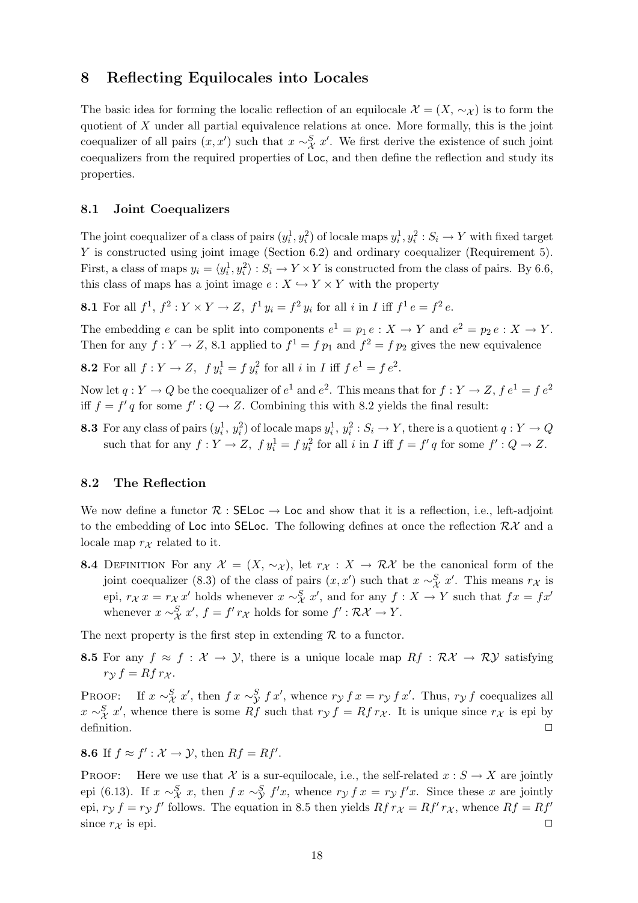## 8 Reflecting Equilocales into Locales

The basic idea for forming the localic reflection of an equilocale $\mathcal{X} = (X, \sim_{\mathcal{X}})$ is to form the quotient of $X$ under all partial equivalence relations at once. More formally, this is the joint coequalizer of all pairs $(x, x')$ such that $x \sim^S_{\mathcal{X}} x'$. We first derive the existence of such joint coequalizers from the required properties of $\mathsf{Loc}$, and then define the reflection and study its properties.

### 8.1 Joint Coequalizers

The joint coequalizer of a class of pairs $(y^1_i, y^2_i)$ of locale maps $y^1_i, y^2_i : S_i \to Y$ with fixed target $Y$ is constructed using joint image (Section 6.2) and ordinary coequalizer (Requirement 5). First, a class of maps $y_i = \langle y^1_i, y^2_i \rangle : S_i \to Y \times Y$ is constructed from the class of pairs. By 6.6, this class of maps has a joint image $e : X \hookrightarrow Y \times Y$ with the property

**8.1** For all $f^1, f^2 : Y \times Y \to Z$, $f^1 y_i = f^2 y_i$ for all $i$ in $I$ iff $f^1 e = f^2 e$.

The embedding $e$ can be split into components $e^1 = p_1 e : X \to Y$ and $e^2 = p_2 e : X \to Y$. Then for any $f : Y \to Z$, 8.1 applied to $f^1 = f p_1$ and $f^2 = f p_2$ gives the new equivalence

**8.2** For all $f : Y \to Z$, $f y^1_i = f y^2_i$ for all $i$ in $I$ iff $f e^1 = f e^2$.

Now let $q : Y \to Q$ be the coequalizer of $e^1$ and $e^2$. This means that for $f : Y \to Z$, $f e^1 = f e^2$ iff $f = f' q$ for some $f' : Q \to Z$. Combining this with 8.2 yields the final result:

**8.3** For any class of pairs $(y^1_i, y^2_i)$ of locale maps $y^1_i, y^2_i : S_i \to Y$, there is a quotient $q : Y \to Q$ such that for any $f : Y \to Z$, $f y^1_i = f y^2_i$ for all $i$ in $I$ iff $f = f' q$ for some $f' : Q \to Z$.

### 8.2 The Reflection

We now define a functor $\mathcal{R} : \mathsf{SELoc} \to \mathsf{Loc}$ and show that it is a reflection, i.e., left-adjoint to the embedding of $\mathsf{Loc}$ into $\mathsf{SELoc}$. The following defines at once the reflection $\mathcal{R}\mathcal{X}$ and a locale map $r_{\mathcal{X}}$ related to it.

**8.4** Definition For any $\mathcal{X} = (X, \sim_{\mathcal{X}})$, let $r_{\mathcal{X}} : X \to \mathcal{R}\mathcal{X}$ be the canonical form of the joint coequalizer (8.3) of the class of pairs $(x, x')$ such that $x \sim^S_{\mathcal{X}} x'$. This means $r_{\mathcal{X}}$ is epi, $r_{\mathcal{X}} x = r_{\mathcal{X}} x'$ holds whenever $x \sim^S_{\mathcal{X}} x'$, and for any $f : X \to Y$ such that $fx = fx'$ whenever $x \sim^S_{\mathcal{X}} x'$, $f = f' r_{\mathcal{X}}$ holds for some $f' : \mathcal{R}\mathcal{X} \to Y$.

The next property is the first step in extending $\mathcal{R}$ to a functor.

**8.5** For any $f \approx f : \mathcal{X} \to \mathcal{Y}$, there is a unique locale map $Rf : \mathcal{R}\mathcal{X} \to \mathcal{R}\mathcal{Y}$ satisfying $r_{\mathcal{Y}} f = Rf\, r_{\mathcal{X}}$.

Proof: If $x \sim^S_{\mathcal{X}} x'$, then $f x \sim^S_{\mathcal{Y}} f x'$, whence $r_{\mathcal{Y}} f x = r_{\mathcal{Y}} f x'$. Thus, $r_{\mathcal{Y}} f$ coequalizes all $x \sim^S_{\mathcal{X}} x'$, whence there is some $Rf$ such that $r_{\mathcal{Y}} f = Rf\, r_{\mathcal{X}}$. It is unique since $r_{\mathcal{X}}$ is epi by definition. □

**8.6** If $f \approx f' : \mathcal{X} \to \mathcal{Y}$, then $Rf = Rf'$.

Proof: Here we use that $\mathcal{X}$ is a sur-equilocale, i.e., the self-related $x : S \to X$ are jointly epi (6.13). If $x \sim^S_{\mathcal{X}} x$, then $f x \sim^S_{\mathcal{Y}} f'x$, whence $r_{\mathcal{Y}} f x = r_{\mathcal{Y}} f'x$. Since these $x$ are jointly epi, $r_{\mathcal{Y}} f = r_{\mathcal{Y}} f'$ follows. The equation in 8.5 then yields $Rf\, r_{\mathcal{X}} = Rf'\, r_{\mathcal{X}}$, whence $Rf = Rf'$ since $r_{\mathcal{X}}$ is epi. □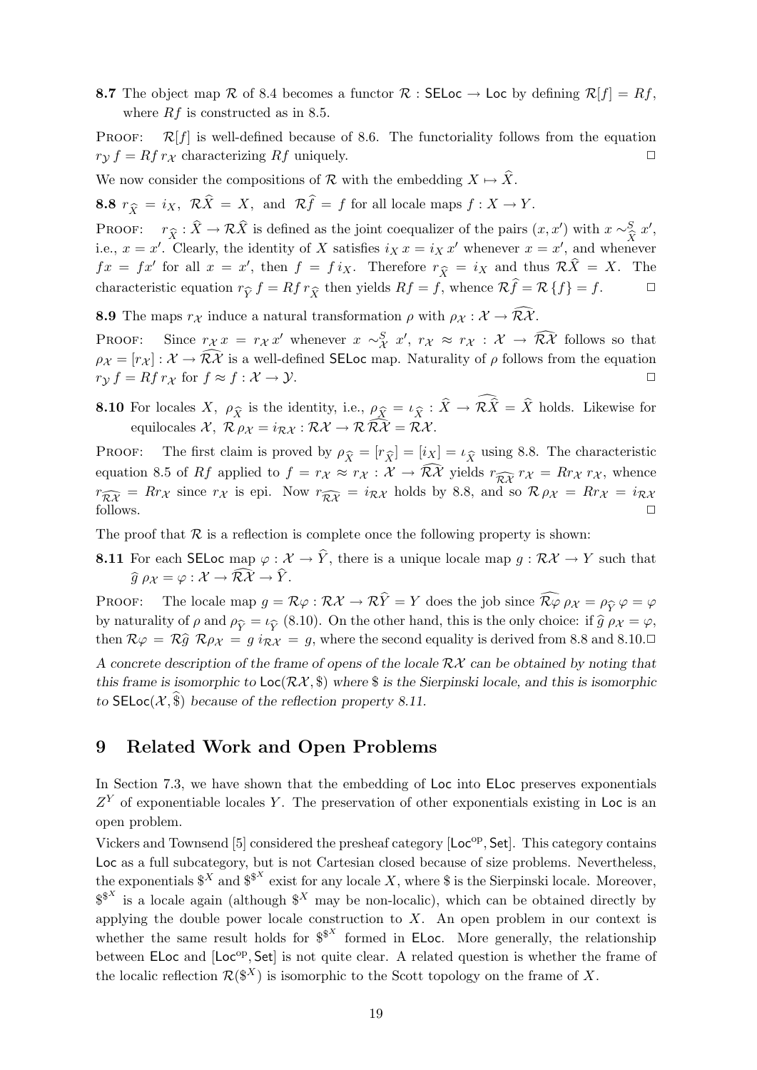**8.7** The object map $\mathcal{R}$ of 8.4 becomes a functor $\mathcal{R} : \mathsf{SELoc} \to \mathsf{Loc}$ by defining $\mathcal{R}[f] = Rf$, where $Rf$ is constructed as in 8.5.

PROOF: $\mathcal{R}[f]$ is well-defined because of 8.6. The functoriality follows from the equation $r_{\mathcal{Y}}\, f = Rf\, r_{\mathcal{X}}$ characterizing $Rf$ uniquely. $\square$

We now consider the compositions of $\mathcal{R}$ with the embedding $X \mapsto \widehat{X}$.

**8.8** $r_{\widehat{X}} = i_X$, $\mathcal{R}\widehat{X} = X$, and $\mathcal{R}\widehat{f} = f$ for all locale maps $f : X \to Y$.

PROOF: $r_{\widehat{X}} : \widehat{X} \to \mathcal{R}\widehat{X}$ is defined as the joint coequalizer of the pairs $(x, x')$ with $x \sim^S_{\widehat{X}} x'$, i.e., $x = x'$. Clearly, the identity of $X$ satisfies $i_X\, x = i_X\, x'$ whenever $x = x'$, and whenever $fx = fx'$ for all $x = x'$, then $f = f\, i_X$. Therefore $r_{\widehat{X}} = i_X$ and thus $\mathcal{R}\widehat{X} = X$. The characteristic equation $r_{\widehat{Y}}\, f = Rf\, r_{\widehat{X}}$ then yields $Rf = f$, whence $\mathcal{R}\widehat{f} = \mathcal{R}\,\{f\} = f$. $\square$

**8.9** The maps $r_{\mathcal{X}}$ induce a natural transformation $\rho$ with $\rho_{\mathcal{X}} : \mathcal{X} \to \widehat{\mathcal{R}\mathcal{X}}$.

PROOF: Since $r_{\mathcal{X}}\, x = r_{\mathcal{X}}\, x'$ whenever $x \sim^S_{\mathcal{X}} x'$, $r_{\mathcal{X}} \approx r_{\mathcal{X}} : \mathcal{X} \to \widehat{\mathcal{R}\mathcal{X}}$ follows so that $\rho_{\mathcal{X}} = [r_{\mathcal{X}}] : \mathcal{X} \to \widehat{\mathcal{R}\mathcal{X}}$ is a well-defined $\mathsf{SELoc}$ map. Naturality of $\rho$ follows from the equation $r_{\mathcal{Y}}\, f = Rf\, r_{\mathcal{X}}$ for $f \approx f : \mathcal{X} \to \mathcal{Y}$. $\square$

**8.10** For locales $X$, $\rho_{\widehat{X}}$ is the identity, i.e., $\rho_{\widehat{X}} = \iota_{\widehat{X}} : \widehat{X} \to \widehat{\mathcal{R}\widehat{X}} = \widehat{X}$ holds. Likewise for equilocales $\mathcal{X}$, $\mathcal{R}\,\rho_{\mathcal{X}} = i_{\mathcal{R}\mathcal{X}} : \mathcal{R}\mathcal{X} \to \mathcal{R}\,\widehat{\mathcal{R}\mathcal{X}} = \mathcal{R}\mathcal{X}$.

PROOF: The first claim is proved by $\rho_{\widehat{X}} = [r_{\widehat{X}}] = [i_X] = \iota_{\widehat{X}}$ using 8.8. The characteristic equation 8.5 of $Rf$ applied to $f = r_{\mathcal{X}} \approx r_{\mathcal{X}} : \mathcal{X} \to \widehat{\mathcal{R}\mathcal{X}}$ yields $r_{\widehat{\mathcal{R}\mathcal{X}}}\, r_{\mathcal{X}} = Rr_{\mathcal{X}}\, r_{\mathcal{X}}$, whence $r_{\widehat{\mathcal{R}\mathcal{X}}} = Rr_{\mathcal{X}}$ since $r_{\mathcal{X}}$ is epi. Now $r_{\widehat{\mathcal{R}\mathcal{X}}} = i_{\mathcal{R}\mathcal{X}}$ holds by 8.8, and so $\mathcal{R}\,\rho_{\mathcal{X}} = Rr_{\mathcal{X}} = i_{\mathcal{R}\mathcal{X}}$ follows. $\square$

The proof that $\mathcal{R}$ is a reflection is complete once the following property is shown:

**8.11** For each $\mathsf{SELoc}$ map $\varphi : \mathcal{X} \to \widehat{Y}$, there is a unique locale map $g : \mathcal{R}\mathcal{X} \to Y$ such that $\widehat{g}\,\rho_{\mathcal{X}} = \varphi : \mathcal{X} \to \widehat{\mathcal{R}\mathcal{X}} \to \widehat{Y}$.

PROOF: The locale map $g = \mathcal{R}\varphi : \mathcal{R}\mathcal{X} \to \mathcal{R}\widehat{Y} = Y$ does the job since $\widehat{\mathcal{R}\varphi}\,\rho_{\mathcal{X}} = \rho_{\widehat{Y}}\,\varphi = \varphi$ by naturality of $\rho$ and $\rho_{\widehat{Y}} = \iota_{\widehat{Y}}$ (8.10). On the other hand, this is the only choice: if $\widehat{g}\,\rho_{\mathcal{X}} = \varphi$, then $\mathcal{R}\varphi = \mathcal{R}\widehat{g}\ \mathcal{R}\rho_{\mathcal{X}} = g\, i_{\mathcal{R}\mathcal{X}} = g$, where the second equality is derived from 8.8 and 8.10. $\square$

*A concrete description of the frame of opens of the locale $\mathcal{R}\mathcal{X}$ can be obtained by noting that this frame is isomorphic to $\mathsf{Loc}(\mathcal{R}\mathcal{X}, \$)$ where $\$$ is the Sierpinski locale, and this is isomorphic to $\mathsf{SELoc}(\mathcal{X}, \widehat{\$})$ because of the reflection property 8.11.*

## 9 Related Work and Open Problems

In Section 7.3, we have shown that the embedding of $\mathsf{Loc}$ into $\mathsf{ELoc}$ preserves exponentials $Z^Y$ of exponentiable locales $Y$. The preservation of other exponentials existing in $\mathsf{Loc}$ is an open problem.

Vickers and Townsend [5] considered the presheaf category $[\mathsf{Loc}^{\mathrm{op}}, \mathsf{Set}]$. This category contains $\mathsf{Loc}$ as a full subcategory, but is not Cartesian closed because of size problems. Nevertheless, the exponentials $\$^X$ and $\$^{\$^X}$ exist for any locale $X$, where $\$$ is the Sierpinski locale. Moreover, $\$^{\$^X}$ is a locale again (although $\$^X$ may be non-localic), which can be obtained directly by applying the double power locale construction to $X$. An open problem in our context is whether the same result holds for $\$^{\$^X}$ formed in $\mathsf{ELoc}$. More generally, the relationship between $\mathsf{ELoc}$ and $[\mathsf{Loc}^{\mathrm{op}}, \mathsf{Set}]$ is not quite clear. A related question is whether the frame of the localic reflection $\mathcal{R}(\$^X)$ is isomorphic to the Scott topology on the frame of $X$.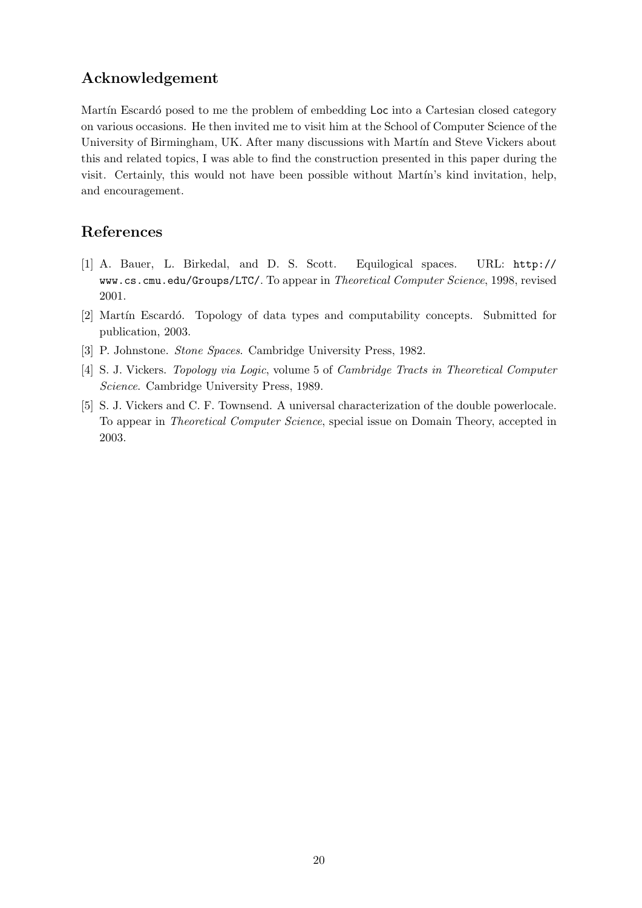## Acknowledgement

Martín Escardó posed to me the problem of embedding `Loc` into a Cartesian closed category on various occasions. He then invited me to visit him at the School of Computer Science of the University of Birmingham, UK. After many discussions with Martín and Steve Vickers about this and related topics, I was able to find the construction presented in this paper during the visit. Certainly, this would not have been possible without Martín's kind invitation, help, and encouragement.

## References

[1] A. Bauer, L. Birkedal, and D. S. Scott. Equilogical spaces. URL: `http://www.cs.cmu.edu/Groups/LTC/`. To appear in *Theoretical Computer Science*, 1998, revised 2001.

[2] Martín Escardó. Topology of data types and computability concepts. Submitted for publication, 2003.

[3] P. Johnstone. *Stone Spaces*. Cambridge University Press, 1982.

[4] S. J. Vickers. *Topology via Logic*, volume 5 of *Cambridge Tracts in Theoretical Computer Science*. Cambridge University Press, 1989.

[5] S. J. Vickers and C. F. Townsend. A universal characterization of the double powerlocale. To appear in *Theoretical Computer Science*, special issue on Domain Theory, accepted in 2003.